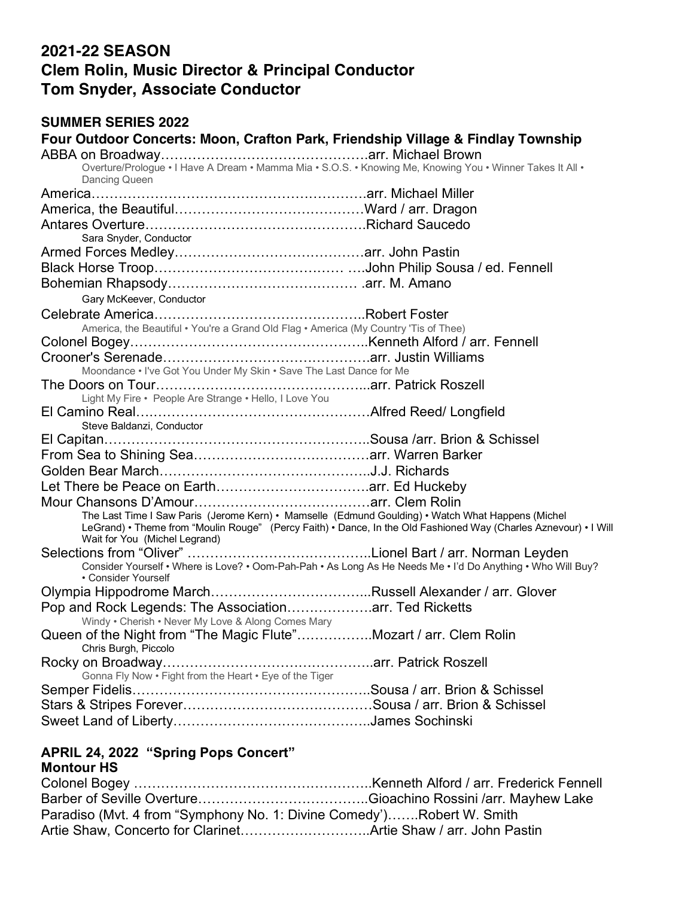## 2021-22 SEASON
## Clem Rolin, Music Director & Principal Conductor
## Tom Snyder, Associate Conductor

### SUMMER SERIES 2022
### Four Outdoor Concerts: Moon, Crafton Park, Friendship Village & Findlay Township

ABBA on Broadway…………………………………………arr. Michael Brown
Overture/Prologue • I Have A Dream • Mamma Mia • S.O.S. • Knowing Me, Knowing You • Winner Takes It All • Dancing Queen

America…………………………………………………….arr. Michael Miller

America, the Beautiful……………………………………Ward / arr. Dragon

Antares Overture…………………………………………Richard Saucedo
Sara Snyder, Conductor

Armed Forces Medley……………………………………arr. John Pastin

Black Horse Troop………………………………… ….John Philip Sousa / ed. Fennell

Bohemian Rhapsody…………………………………… .arr. M. Amano
Gary McKeever, Conductor

Celebrate America………………………………………..Robert Foster
America, the Beautiful • You're a Grand Old Flag • America (My Country 'Tis of Thee)

Colonel Bogey……………………………………………..Kenneth Alford / arr. Fennell

Crooner's Serenade……………………………………….arr. Justin Williams
Moondance • I've Got You Under My Skin • Save The Last Dance for Me

The Doors on Tour………………………………………...arr. Patrick Roszell
Light My Fire • People Are Strange • Hello, I Love You

El Camino Real……………………………………………Alfred Reed/ Longfield
Steve Baldanzi, Conductor

El Capitan…………………………………………………..Sousa /arr. Brion & Schissel

From Sea to Shining Sea…………………………………arr. Warren Barker

Golden Bear March………………………………………..J.J. Richards

Let There be Peace on Earth…………………………….arr. Ed Huckeby

Mour Chansons D'Amour…………………………………arr. Clem Rolin
The Last Time I Saw Paris (Jerome Kern) • Mamselle (Edmund Goulding) • Watch What Happens (Michel LeGrand) • Theme from "Moulin Rouge" (Percy Faith) • Dance, In the Old Fashioned Way (Charles Aznevour) • I Will Wait for You (Michel Legrand)

Selections from "Oliver" …………………………………..Lionel Bart / arr. Norman Leyden
Consider Yourself • Where is Love? • Oom-Pah-Pah • As Long As He Needs Me • I'd Do Anything • Who Will Buy? • Consider Yourself

Olympia Hippodrome March……………………………...Russell Alexander / arr. Glover

Pop and Rock Legends: The Association……………….arr. Ted Ricketts
Windy • Cherish • Never My Love & Along Comes Mary

Queen of the Night from "The Magic Flute"……………..Mozart / arr. Clem Rolin
Chris Burgh, Piccolo

Rocky on Broadway……………………………………….arr. Patrick Roszell
Gonna Fly Now • Fight from the Heart • Eye of the Tiger

Semper Fidelis……………………………………………..Sousa / arr. Brion & Schissel

Stars & Stripes Forever……………………………………Sousa / arr. Brion & Schissel

Sweet Land of Liberty……………………………………..James Sochinski

### APRIL 24, 2022 "Spring Pops Concert"
### Montour HS

Colonel Bogey ……………………………………………..Kenneth Alford / arr. Frederick Fennell

Barber of Seville Overture………………………………..Gioachino Rossini /arr. Mayhew Lake

Paradiso (Mvt. 4 from "Symphony No. 1: Divine Comedy')…….Robert W. Smith

Artie Shaw, Concerto for Clarinet………………………..Artie Shaw / arr. John Pastin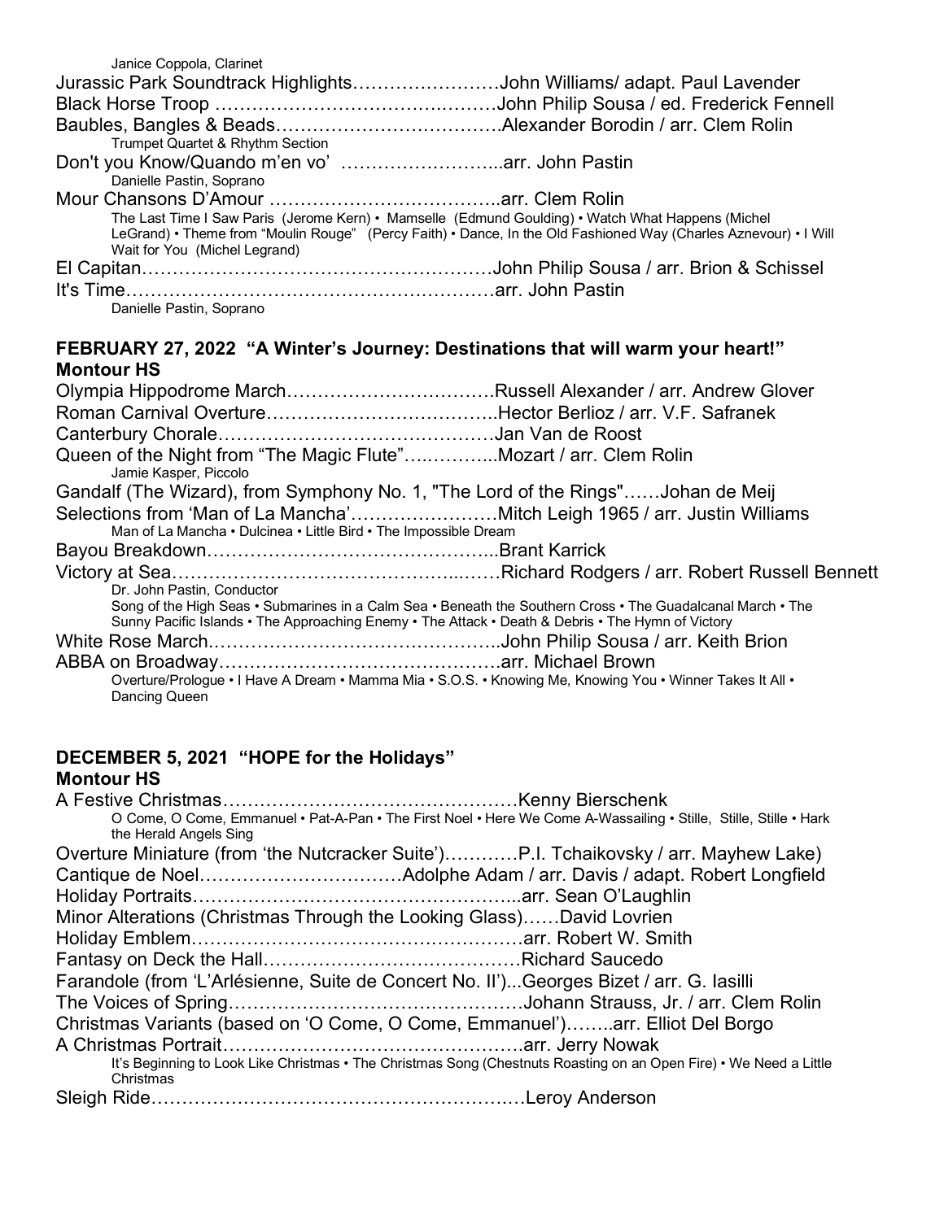Janice Coppola, Clarinet

Jurassic Park Soundtrack Highlights……………………John Williams/ adapt. Paul Lavender

Black Horse Troop ……………………………….………John Philip Sousa / ed. Frederick Fennell

Baubles, Bangles & Beads………………………………Alexander Borodin / arr. Clem Rolin

Trumpet Quartet & Rhythm Section

Don't you Know/Quando m'en vo' ……………………...arr. John Pastin

Danielle Pastin, Soprano

Mour Chansons D'Amour ………………………………..arr. Clem Rolin

The Last Time I Saw Paris (Jerome Kern) • Mamselle (Edmund Goulding) • Watch What Happens (Michel LeGrand) • Theme from "Moulin Rouge" (Percy Faith) • Dance, In the Old Fashioned Way (Charles Aznevour) • I Will Wait for You (Michel Legrand)

El Capitan…………………………………………………John Philip Sousa / arr. Brion & Schissel

It's Time……………………………………………………arr. John Pastin

Danielle Pastin, Soprano

**FEBRUARY 27, 2022 "A Winter's Journey: Destinations that will warm your heart!"**
**Montour HS**

Olympia Hippodrome March…………………………….Russell Alexander / arr. Andrew Glover

Roman Carnival Overture………………………………..Hector Berlioz / arr. V.F. Safranek

Canterbury Chorale………………………………………Jan Van de Roost

Queen of the Night from "The Magic Flute"….………...Mozart / arr. Clem Rolin

Jamie Kasper, Piccolo

Gandalf (The Wizard), from Symphony No. 1, "The Lord of the Rings"……Johan de Meij

Selections from 'Man of La Mancha'……………………Mitch Leigh 1965 / arr. Justin Williams

Man of La Mancha • Dulcinea • Little Bird • The Impossible Dream

Bayou Breakdown………………………………………..Brant Karrick

Victory at Sea…………………………………….....……Richard Rodgers / arr. Robert Russell Bennett

Dr. John Pastin, Conductor

Song of the High Seas • Submarines in a Calm Sea • Beneath the Southern Cross • The Guadalcanal March • The Sunny Pacific Islands • The Approaching Enemy • The Attack • Death & Debris • The Hymn of Victory

White Rose March………………………………………..John Philip Sousa / arr. Keith Brion

ABBA on Broadway………………………………………arr. Michael Brown

Overture/Prologue • I Have A Dream • Mamma Mia • S.O.S. • Knowing Me, Knowing You • Winner Takes It All • Dancing Queen

**DECEMBER 5, 2021 "HOPE for the Holidays"**
**Montour HS**

A Festive Christmas………………………………………Kenny Bierschenk

O Come, O Come, Emmanuel • Pat-A-Pan • The First Noel • Here We Come A-Wassailing • Stille, Stille, Stille • Hark the Herald Angels Sing

Overture Miniature (from 'the Nutcracker Suite')…………P.I. Tchaikovsky / arr. Mayhew Lake)

Cantique de Noel……………………………Adolphe Adam / arr. Davis / adapt. Robert Longfield

Holiday Portraits……………………………………………...arr. Sean O'Laughlin

Minor Alterations (Christmas Through the Looking Glass)……David Lovrien

Holiday Emblem………………………………………………arr. Robert W. Smith

Fantasy on Deck the Hall……………………………………Richard Saucedo

Farandole (from 'L'Arlésienne, Suite de Concert No. II')...Georges Bizet / arr. G. Iasilli

The Voices of Spring…………………………………………Johann Strauss, Jr. / arr. Clem Rolin

Christmas Variants (based on 'O Come, O Come, Emmanuel')……..arr. Elliot Del Borgo

A Christmas Portrait…………………………………………arr. Jerry Nowak

It's Beginning to Look Like Christmas • The Christmas Song (Chestnuts Roasting on an Open Fire) • We Need a Little Christmas

Sleigh Ride……………………………………………………Leroy Anderson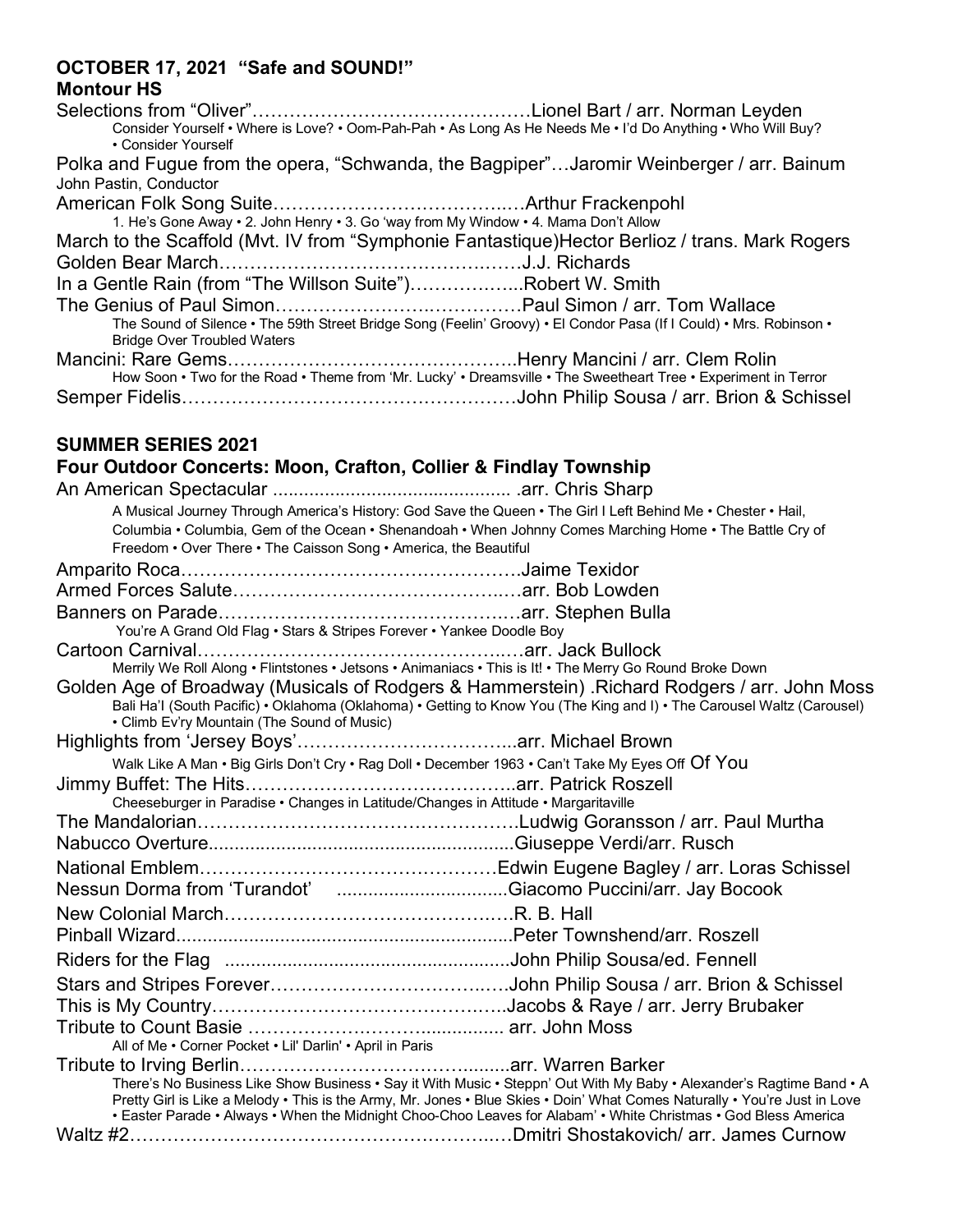**OCTOBER 17, 2021 "Safe and SOUND!"**
**Montour HS**

Selections from "Oliver"………………………………………Lionel Bart / arr. Norman Leyden
Consider Yourself • Where is Love? • Oom-Pah-Pah • As Long As He Needs Me • I'd Do Anything • Who Will Buy? • Consider Yourself

Polka and Fugue from the opera, "Schwanda, the Bagpiper"…Jaromir Weinberger / arr. Bainum
John Pastin, Conductor

American Folk Song Suite…………………………………..…Arthur Frackenpohl
1. He's Gone Away • 2. John Henry • 3. Go 'way from My Window • 4. Mama Don't Allow

March to the Scaffold (Mvt. IV from "Symphonie Fantastique)Hector Berlioz / trans. Mark Rogers

Golden Bear March……………………………………..……J.J. Richards

In a Gentle Rain (from "The Willson Suite")……………..…Robert W. Smith

The Genius of Paul Simon……………………..……………Paul Simon / arr. Tom Wallace
The Sound of Silence • The 59th Street Bridge Song (Feelin' Groovy) • El Condor Pasa (If I Could) • Mrs. Robinson • Bridge Over Troubled Waters

Mancini: Rare Gems………………………………………..Henry Mancini / arr. Clem Rolin
How Soon • Two for the Road • Theme from 'Mr. Lucky' • Dreamsville • The Sweetheart Tree • Experiment in Terror

Semper Fidelis………………………………………………John Philip Sousa / arr. Brion & Schissel

**SUMMER SERIES 2021**
**Four Outdoor Concerts: Moon, Crafton, Collier & Findlay Township**

An American Spectacular .............................................. .arr. Chris Sharp
A Musical Journey Through America's History: God Save the Queen • The Girl I Left Behind Me • Chester • Hail, Columbia • Columbia, Gem of the Ocean • Shenandoah • When Johnny Comes Marching Home • The Battle Cry of Freedom • Over There • The Caisson Song • America, the Beautiful

Amparito Roca……………………………………………….Jaime Texidor

Armed Forces Salute……………………………………..…arr. Bob Lowden

Banners on Parade……………………………………….…arr. Stephen Bulla
You're A Grand Old Flag • Stars & Stripes Forever • Yankee Doodle Boy

Cartoon Carnival………………………………………….…arr. Jack Bullock
Merrily We Roll Along • Flintstones • Jetsons • Animaniacs • This is It! • The Merry Go Round Broke Down

Golden Age of Broadway (Musicals of Rodgers & Hammerstein) .Richard Rodgers / arr. John Moss
Bali Ha'I (South Pacific) • Oklahoma (Oklahoma) • Getting to Know You (The King and I) • The Carousel Waltz (Carousel) • Climb Ev'ry Mountain (The Sound of Music)

Highlights from 'Jersey Boys'……………………………...arr. Michael Brown
Walk Like A Man • Big Girls Don't Cry • Rag Doll • December 1963 • Can't Take My Eyes Off Of You

Jimmy Buffet: The Hits……………………………………..arr. Patrick Roszell
Cheeseburger in Paradise • Changes in Latitude/Changes in Attitude • Margaritaville

The Mandalorian…………………………………………….Ludwig Goransson / arr. Paul Murtha

Nabucco Overture...........................................................Giuseppe Verdi/arr. Rusch

National Emblem…………………………………………Edwin Eugene Bagley / arr. Loras Schissel

Nessun Dorma from 'Turandot' .................................Giacomo Puccini/arr. Jay Bocook

New Colonial March…………………………………….…R. B. Hall

Pinball Wizard.................................................................Peter Townshend/arr. Roszell

Riders for the Flag .......................................................John Philip Sousa/ed. Fennell

Stars and Stripes Forever………………………………..…John Philip Sousa / arr. Brion & Schissel

This is My Country………………………………………..Jacobs & Raye / arr. Jerry Brubaker

Tribute to Count Basie ……………….……................ arr. John Moss
All of Me • Corner Pocket • Lil' Darlin' • April in Paris

Tribute to Irving Berlin……………………………….......arr. Warren Barker
There's No Business Like Show Business • Say it With Music • Steppn' Out With My Baby • Alexander's Ragtime Band • A Pretty Girl is Like a Melody • This is the Army, Mr. Jones • Blue Skies • Doin' What Comes Naturally • You're Just in Love • Easter Parade • Always • When the Midnight Choo-Choo Leaves for Alabam' • White Christmas • God Bless America

Waltz #2…………………………………………………..…Dmitri Shostakovich/ arr. James Curnow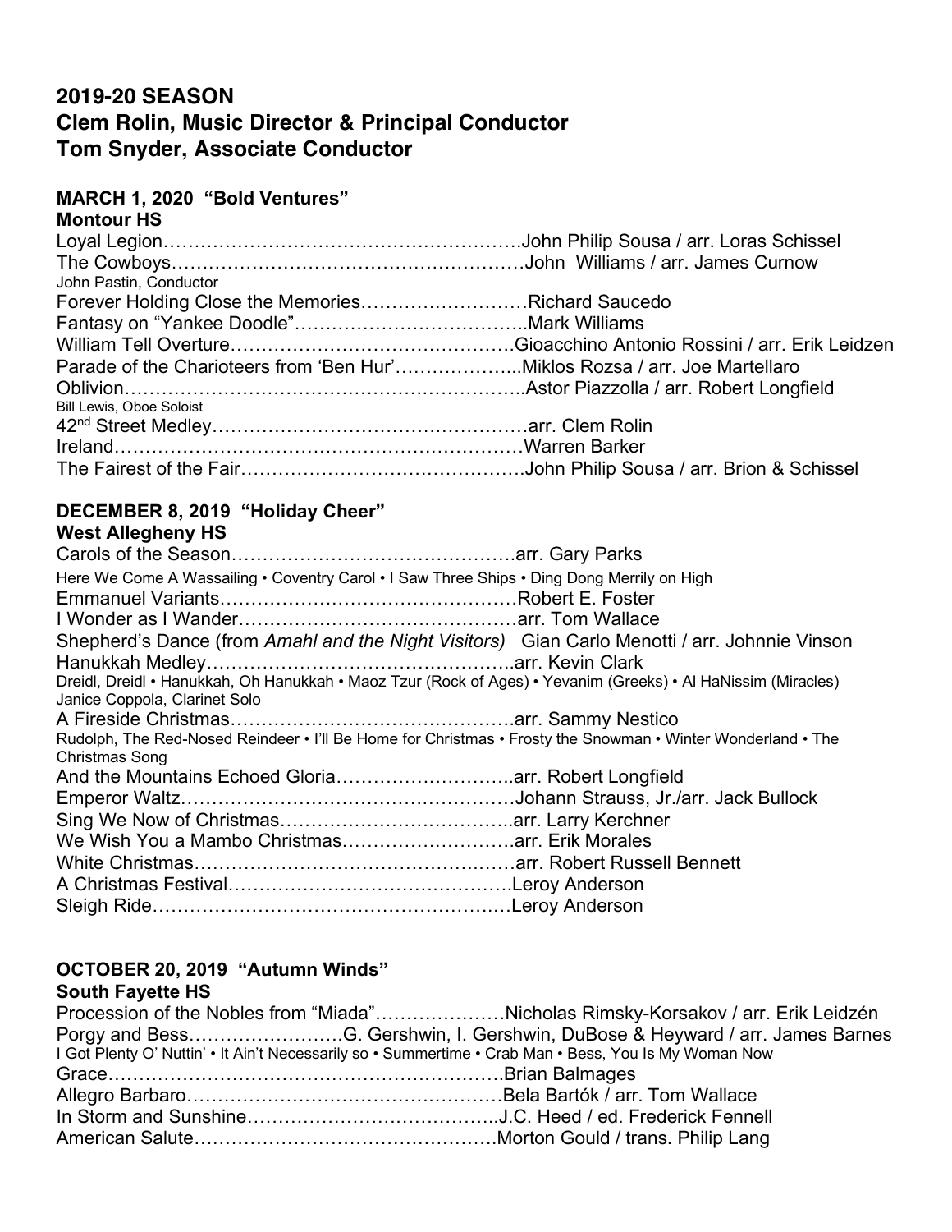## 2019-20 SEASON

## Clem Rolin, Music Director & Principal Conductor

## Tom Snyder, Associate Conductor

### MARCH 1, 2020 "Bold Ventures"

**Montour HS**

Loyal Legion…………………………………………………John Philip Sousa / arr. Loras Schissel
The Cowboys………………………………………………John Williams / arr. James Curnow
John Pastin, Conductor
Forever Holding Close the Memories………………………Richard Saucedo
Fantasy on "Yankee Doodle"………………………………..Mark Williams
William Tell Overture……………………………………….Gioacchino Antonio Rossini / arr. Erik Leidzen
Parade of the Charioteers from 'Ben Hur'………………...Miklos Rozsa / arr. Joe Martellaro
Oblivion……………………………………………………..Astor Piazzolla / arr. Robert Longfield
Bill Lewis, Oboe Soloist
42nd Street Medley……………………………………………arr. Clem Rolin
Ireland…………………………………………………………Warren Barker
The Fairest of the Fair……………………………………….John Philip Sousa / arr. Brion & Schissel

### DECEMBER 8, 2019 "Holiday Cheer"

**West Allegheny HS**

Carols of the Season……………………………………….arr. Gary Parks
Here We Come A Wassailing • Coventry Carol • I Saw Three Ships • Ding Dong Merrily on High
Emmanuel Variants…………………………………………Robert E. Foster
I Wonder as I Wander………………………………………arr. Tom Wallace
Shepherd's Dance (from *Amahl and the Night Visitors)* Gian Carlo Menotti / arr. Johnnie Vinson
Hanukkah Medley…………………………………………..arr. Kevin Clark
Dreidl, Dreidl • Hanukkah, Oh Hanukkah • Maoz Tzur (Rock of Ages) • Yevanim (Greeks) • Al HaNissim (Miracles)
Janice Coppola, Clarinet Solo
A Fireside Christmas……………………………………….arr. Sammy Nestico
Rudolph, The Red-Nosed Reindeer • I'll Be Home for Christmas • Frosty the Snowman • Winter Wonderland • The Christmas Song
And the Mountains Echoed Gloria………………………..arr. Robert Longfield
Emperor Waltz……………………………………………….Johann Strauss, Jr./arr. Jack Bullock
Sing We Now of Christmas………………………………..arr. Larry Kerchner
We Wish You a Mambo Christmas……………………….arr. Erik Morales
White Christmas…………………………………………….arr. Robert Russell Bennett
A Christmas Festival……………………………………….Leroy Anderson
Sleigh Ride………………………………………………….Leroy Anderson

### OCTOBER 20, 2019 "Autumn Winds"

**South Fayette HS**

Procession of the Nobles from "Miada"…………………Nicholas Rimsky-Korsakov / arr. Erik Leidzén
Porgy and Bess…………………….G. Gershwin, I. Gershwin, DuBose & Heyward / arr. James Barnes
I Got Plenty O' Nuttin' • It Ain't Necessarily so • Summertime • Crab Man • Bess, You Is My Woman Now
Grace…………………………………………………………Brian Balmages
Allegro Barbaro…………………………………………….Bela Bartók / arr. Tom Wallace
In Storm and Sunshine…………………………………..J.C. Heed / ed. Frederick Fennell
American Salute…………………………………………..Morton Gould / trans. Philip Lang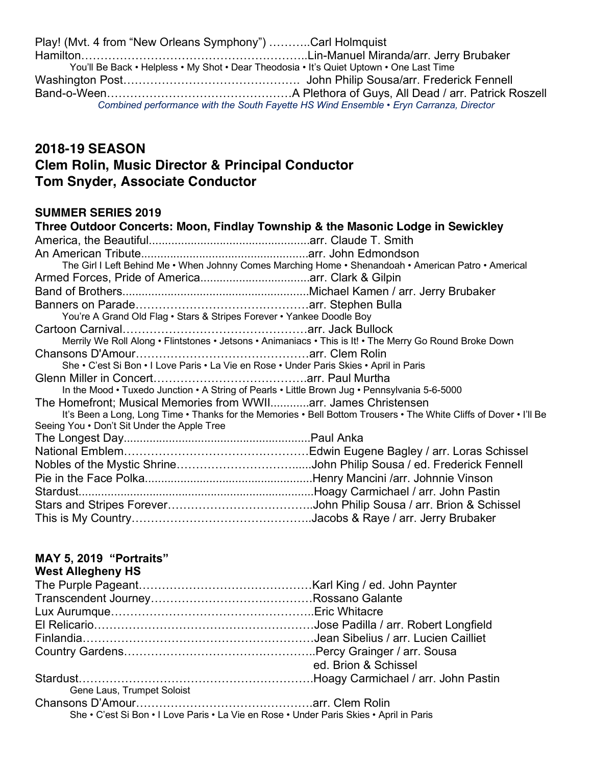Play! (Mvt. 4 from "New Orleans Symphony") ………..Carl Holmquist
Hamilton…………………………………………………..Lin-Manuel Miranda/arr. Jerry Brubaker
You'll Be Back • Helpless • My Shot • Dear Theodosia • It's Quiet Uptown • One Last Time
Washington Post……………………………………… John Philip Sousa/arr. Frederick Fennell
Band-o-Ween…………………………………………A Plethora of Guys, All Dead / arr. Patrick Roszell
*Combined performance with the South Fayette HS Wind Ensemble • Eryn Carranza, Director*

## 2018-19 SEASON
## Clem Rolin, Music Director & Principal Conductor
## Tom Snyder, Associate Conductor

### SUMMER SERIES 2019
**Three Outdoor Concerts: Moon, Findlay Township & the Masonic Lodge in Sewickley**

America, the Beautiful..................................................arr. Claude T. Smith
An American Tribute....................................................arr. John Edmondson
The Girl I Left Behind Me • When Johnny Comes Marching Home • Shenandoah • American Patro • Americal
Armed Forces, Pride of America..................................arr. Clark & Gilpin
Band of Brothers.........................................................Michael Kamen / arr. Jerry Brubaker
Banners on Parade………………………………………arr. Stephen Bulla
You're A Grand Old Flag • Stars & Stripes Forever • Yankee Doodle Boy
Cartoon Carnival…………………………………………arr. Jack Bullock
Merrily We Roll Along • Flintstones • Jetsons • Animaniacs • This is It! • The Merry Go Round Broke Down
Chansons D'Amour………………………………………arr. Clem Rolin
She • C'est Si Bon • I Love Paris • La Vie en Rose • Under Paris Skies • April in Paris
Glenn Miller in Concert…………………………………arr. Paul Murtha
In the Mood • Tuxedo Junction • A String of Pearls • Little Brown Jug • Pennsylvania 5-6-5000
The Homefront; Musical Memories from WWII............arr. James Christensen
It's Been a Long, Long Time • Thanks for the Memories • Bell Bottom Trousers • The White Cliffs of Dover • I'll Be Seeing You • Don't Sit Under the Apple Tree
The Longest Day..........................................................Paul Anka
National Emblem………………………………………Edwin Eugene Bagley / arr. Loras Schissel
Nobles of the Mystic Shrine…………………………......John Philip Sousa / ed. Frederick Fennell
Pie in the Face Polka....................................................Henry Mancini /arr. Johnnie Vinson
Stardust.........................................................................Hoagy Carmichael / arr. John Pastin
Stars and Stripes Forever………………………………..John Philip Sousa / arr. Brion & Schissel
This is My Country………………………………………..Jacobs & Raye / arr. Jerry Brubaker

### MAY 5, 2019 "Portraits"
**West Allegheny HS**

The Purple Pageant………………………………………Karl King / ed. John Paynter
Transcendent Journey……………………………………Rossano Galante
Lux Aurumque……………………………………………..Eric Whitacre
El Relicario…………………………………………………Jose Padilla / arr. Robert Longfield
Finlandia……………………………………………………Jean Sibelius / arr. Lucien Cailliet
Country Gardens…………………………………………..Percy Grainger / arr. Sousa
ed. Brion & Schissel
Stardust……………………………………………………Hoagy Carmichael / arr. John Pastin
Gene Laus, Trumpet Soloist
Chansons D'Amour………………………………………arr. Clem Rolin
She • C'est Si Bon • I Love Paris • La Vie en Rose • Under Paris Skies • April in Paris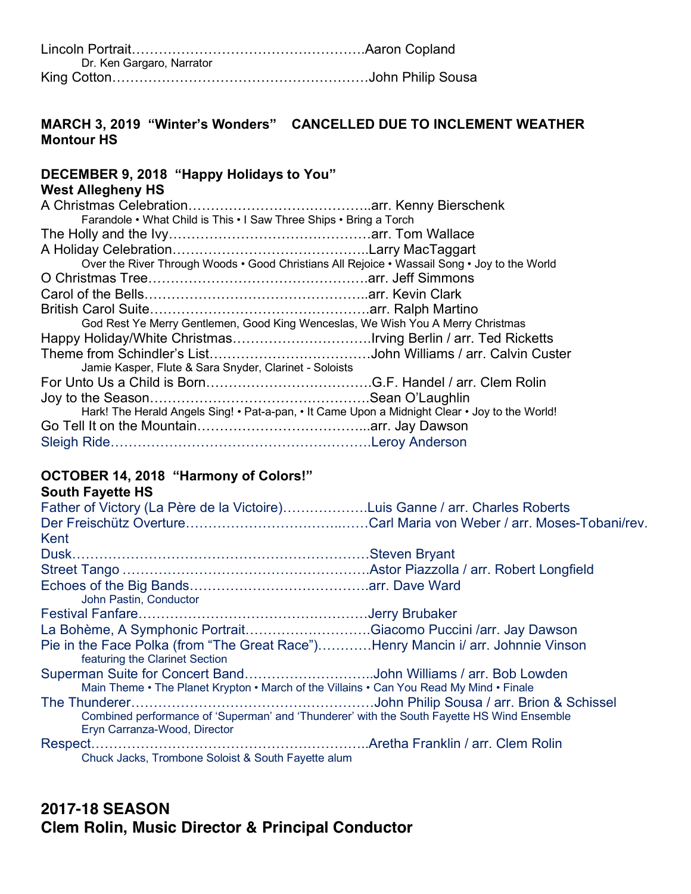Lincoln Portrait……………………………………………..Aaron Copland
Dr. Ken Gargaro, Narrator
King Cotton…………………………………….…………John Philip Sousa

**MARCH 3, 2019 "Winter's Wonders" CANCELLED DUE TO INCLEMENT WEATHER**
**Montour HS**

**DECEMBER 9, 2018 "Happy Holidays to You"**
**West Allegheny HS**

A Christmas Celebration…………………….…………..arr. Kenny Bierschenk
Farandole • What Child is This • I Saw Three Ships • Bring a Torch
The Holly and the Ivy………………………………………arr. Tom Wallace
A Holiday Celebration……………………………………..Larry MacTaggart
Over the River Through Woods • Good Christians All Rejoice • Wassail Song • Joy to the World
O Christmas Tree………………………………….……….arr. Jeff Simmons
Carol of the Bells…………………………………………..arr. Kevin Clark
British Carol Suite………………………………………….arr. Ralph Martino
God Rest Ye Merry Gentlemen, Good King Wenceslas, We Wish You A Merry Christmas
Happy Holiday/White Christmas…………………………Irving Berlin / arr. Ted Ricketts
Theme from Schindler's List………………………………John Williams / arr. Calvin Custer
Jamie Kasper, Flute & Sara Snyder, Clarinet - Soloists
For Unto Us a Child is Born………………………………G.F. Handel / arr. Clem Rolin
Joy to the Season………………………………………….Sean O'Laughlin
Hark! The Herald Angels Sing! • Pat-a-pan, • It Came Upon a Midnight Clear • Joy to the World!
Go Tell It on the Mountain………………………………..arr. Jay Dawson
Sleigh Ride………………………………………………….Leroy Anderson

**OCTOBER 14, 2018 "Harmony of Colors!"**
**South Fayette HS**

Father of Victory (La Père de la Victoire)……………….Luis Ganne / arr. Charles Roberts
Der Freischütz Overture……………………………..……Carl Maria von Weber / arr. Moses-Tobani/rev. Kent
Dusk…………………………………………………………Steven Bryant
Street Tango ………………………………………………Astor Piazzolla / arr. Robert Longfield
Echoes of the Big Bands………………………….……..arr. Dave Ward
John Pastin, Conductor
Festival Fanfare……………………………………………Jerry Brubaker
La Bohème, A Symphonic Portrait………………………Giacomo Puccini /arr. Jay Dawson
Pie in the Face Polka (from "The Great Race")…………Henry Mancin i/ arr. Johnnie Vinson
featuring the Clarinet Section
Superman Suite for Concert Band………………….…..John Williams / arr. Bob Lowden
Main Theme • The Planet Krypton • March of the Villains • Can You Read My Mind • Finale
The Thunderer……………………………….…………….John Philip Sousa / arr. Brion & Schissel
Combined performance of 'Superman' and 'Thunderer' with the South Fayette HS Wind Ensemble
Eryn Carranza-Wood, Director
Respect……………………………………………………..Aretha Franklin / arr. Clem Rolin
Chuck Jacks, Trombone Soloist & South Fayette alum

## 2017-18 SEASON
## Clem Rolin, Music Director & Principal Conductor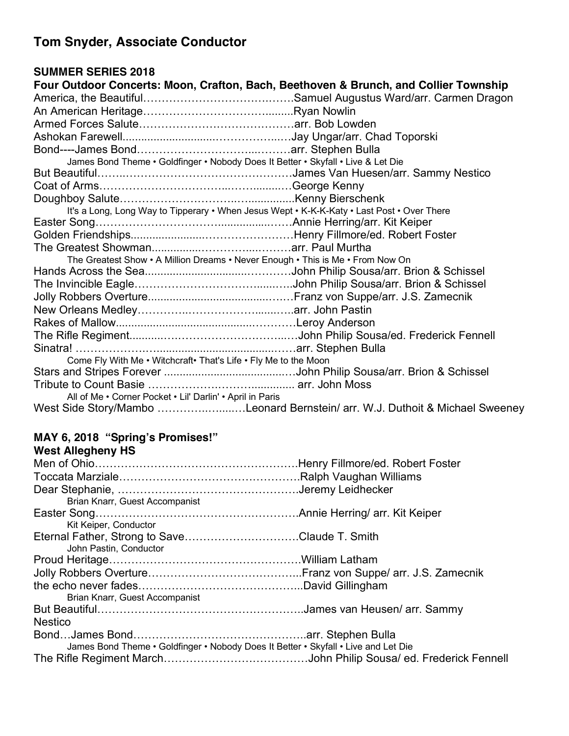## Tom Snyder, Associate Conductor

**SUMMER SERIES 2018**
**Four Outdoor Concerts: Moon, Crafton, Bach, Beethoven & Brunch, and Collier Township**

America, the Beautiful……………………………….…….Samuel Augustus Ward/arr. Carmen Dragon
An American Heritage………………………………........Ryan Nowlin
Armed Forces Salute……………………………………arr. Bob Lowden
Ashokan Farewell.........................……………...…Jay Ungar/arr. Chad Toporski
Bond----James Bond………………………...………arr. Stephen Bulla
James Bond Theme • Goldfinger • Nobody Does It Better • Skyfall • Live & Let Die
But Beautiful……..………………………………….………James Van Huesen/arr. Sammy Nestico
Coat of Arms……………………………...…….........…George Kenny
Doughboy Salute……………………………...............Kenny Bierschenk
It's a Long, Long Way to Tipperary • When Jesus Wept • K-K-K-Katy • Last Post • Over There
Easter Song…………………………….............……Annie Herring/arr. Kit Keiper
Golden Friendships.....................……………………Henry Fillmore/ed. Robert Foster
The Greatest Showman...............………...………arr. Paul Murtha
The Greatest Show • A Million Dreams • Never Enough • This is Me • From Now On
Hands Across the Sea...............................…………John Philip Sousa/arr. Brion & Schissel
The Invincible Eagle……………………………......…..John Philip Sousa/arr. Brion & Schissel
Jolly Robbers Overture..........................................……Franz von Suppe/arr. J.S. Zamecnik
New Orleans Medley…………..…………………........….arr. John Pastin
Rakes of Mallow...............................................…………Leroy Anderson
The Rifle Regiment...........……………………………...…John Philip Sousa/ed. Frederick Fennell
Sinatra! ……………….…..................................……arr. Stephen Bulla
Come Fly With Me • Witchcraft• That's Life • Fly Me to the Moon
Stars and Stripes Forever ...........................................…John Philip Sousa/arr. Brion & Schissel
Tribute to Count Basie …………………….............. arr. John Moss
All of Me • Corner Pocket • Lil' Darlin' • April in Paris
West Side Story/Mambo ………….…......…Leonard Bernstein/ arr. W.J. Duthoit & Michael Sweeney

**MAY 6, 2018 "Spring's Promises!"**
**West Allegheny HS**

Men of Ohio……………………………………………….Henry Fillmore/ed. Robert Foster
Toccata Marziale………………………………………….Ralph Vaughan Williams
Dear Stephanie, ………………………………………….Jeremy Leidhecker
Brian Knarr, Guest Accompanist
Easter Song……………………………………………….Annie Herring/ arr. Kit Keiper
Kit Keiper, Conductor
Eternal Father, Strong to Save…………………………Claude T. Smith
John Pastin, Conductor
Proud Heritage…………………………………………….William Latham
Jolly Robbers Overture…………………………………...Franz von Suppe/ arr. J.S. Zamecnik
the echo never fades……………………………………...David Gillingham
Brian Knarr, Guest Accompanist
But Beautiful……………………………………………….James van Heusen/ arr. Sammy Nestico
Bond…James Bond……………………………………….arr. Stephen Bulla
James Bond Theme • Goldfinger • Nobody Does It Better • Skyfall • Live and Let Die
The Rifle Regiment March…………………………………John Philip Sousa/ ed. Frederick Fennell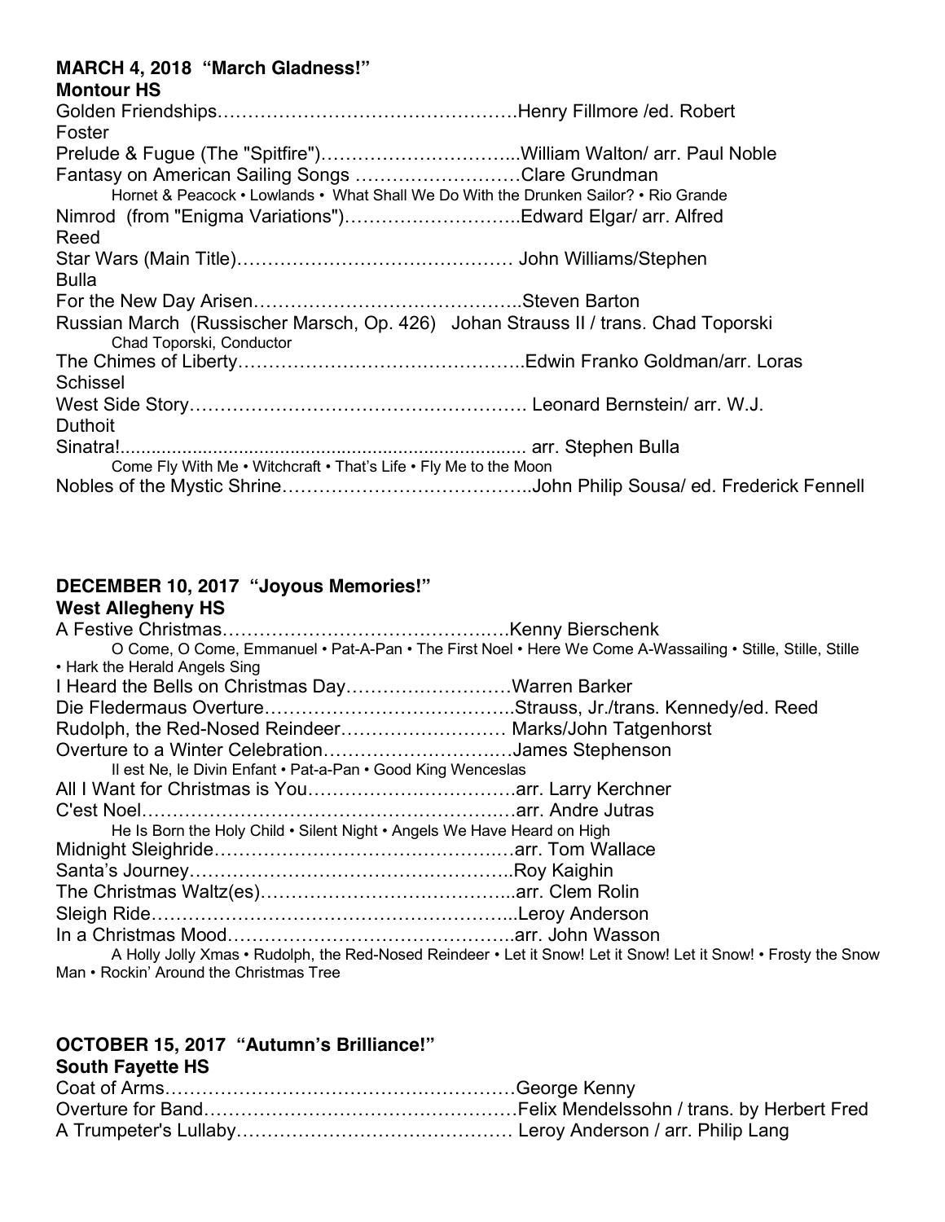**MARCH 4, 2018 "March Gladness!"**
**Montour HS**

Golden Friendships…………………………………………Henry Fillmore /ed. Robert Foster
Prelude & Fugue (The "Spitfire")…………………………...William Walton/ arr. Paul Noble
Fantasy on American Sailing Songs ………………………Clare Grundman
Hornet & Peacock • Lowlands • What Shall We Do With the Drunken Sailor? • Rio Grande
Nimrod (from "Enigma Variations")………………………..Edward Elgar/ arr. Alfred Reed
Star Wars (Main Title)……………………………………… John Williams/Stephen Bulla
For the New Day Arisen……………………………………..Steven Barton
Russian March (Russischer Marsch, Op. 426) Johan Strauss II / trans. Chad Toporski
Chad Toporski, Conductor
The Chimes of Liberty………………………………………..Edwin Franko Goldman/arr. Loras Schissel
West Side Story……………………………………………… Leonard Bernstein/ arr. W.J. Duthoit
Sinatra!............................................................................... arr. Stephen Bulla
Come Fly With Me • Witchcraft • That's Life • Fly Me to the Moon
Nobles of the Mystic Shrine…………………………………..John Philip Sousa/ ed. Frederick Fennell

**DECEMBER 10, 2017 "Joyous Memories!"**
**West Allegheny HS**

A Festive Christmas…………………………………………Kenny Bierschenk
O Come, O Come, Emmanuel • Pat-A-Pan • The First Noel • Here We Come A-Wassailing • Stille, Stille, Stille • Hark the Herald Angels Sing
I Heard the Bells on Christmas Day………………………Warren Barker
Die Fledermaus Overture…………………………………..Strauss, Jr./trans. Kennedy/ed. Reed
Rudolph, the Red-Nosed Reindeer……………………… Marks/John Tatgenhorst
Overture to a Winter Celebration…………………………James Stephenson
Il est Ne, le Divin Enfant • Pat-a-Pan • Good King Wenceslas
All I Want for Christmas is You…………………………….arr. Larry Kerchner
C'est Noel……………………………………………………arr. Andre Jutras
He Is Born the Holy Child • Silent Night • Angels We Have Heard on High
Midnight Sleighride…………………………………………arr. Tom Wallace
Santa's Journey……………………………………………..Roy Kaighin
The Christmas Waltz(es)…………………………………...arr. Clem Rolin
Sleigh Ride…………………………………………………..Leroy Anderson
In a Christmas Mood………………………………………..arr. John Wasson
A Holly Jolly Xmas • Rudolph, the Red-Nosed Reindeer • Let it Snow! Let it Snow! Let it Snow! • Frosty the Snow Man • Rockin' Around the Christmas Tree

**OCTOBER 15, 2017 "Autumn's Brilliance!"**
**South Fayette HS**

Coat of Arms…………………………………………………George Kenny
Overture for Band……………………………………………Felix Mendelssohn / trans. by Herbert Fred
A Trumpeter's Lullaby……………………………………… Leroy Anderson / arr. Philip Lang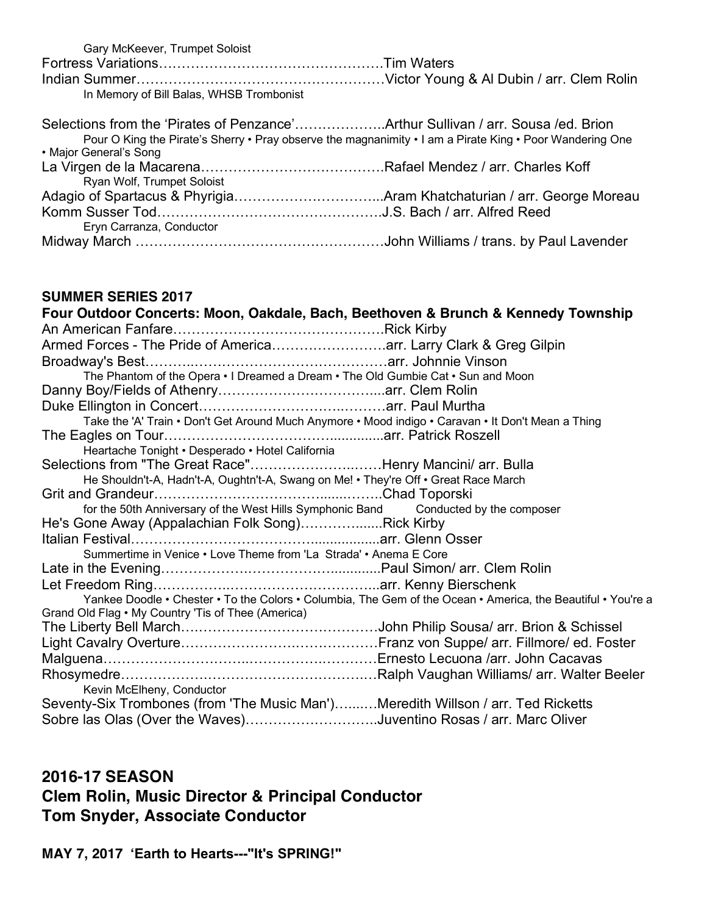Gary McKeever, Trumpet Soloist

Fortress Variations…………………………………………Tim Waters

Indian Summer………………………………………………Victor Young & Al Dubin / arr. Clem Rolin

In Memory of Bill Balas, WHSB Trombonist

Selections from the 'Pirates of Penzance'………………..Arthur Sullivan / arr. Sousa /ed. Brion

Pour O King the Pirate's Sherry • Pray observe the magnanimity • I am a Pirate King • Poor Wandering One • Major General's Song

La Virgen de la Macarena…………………………………Rafael Mendez / arr. Charles Koff

Ryan Wolf, Trumpet Soloist

Adagio of Spartacus & Phyrigia…………………………..Aram Khatchaturian / arr. George Moreau

Komm Susser Tod………………………………………….J.S. Bach / arr. Alfred Reed

Eryn Carranza, Conductor

Midway March ………………………………………………John Williams / trans. by Paul Lavender

**SUMMER SERIES 2017**

**Four Outdoor Concerts: Moon, Oakdale, Bach, Beethoven & Brunch & Kennedy Township**

An American Fanfare………………………………………Rick Kirby

Armed Forces - The Pride of America…………………….arr. Larry Clark & Greg Gilpin

Broadway's Best…………………………………………….arr. Johnnie Vinson

The Phantom of the Opera • I Dreamed a Dream • The Old Gumbie Cat • Sun and Moon

Danny Boy/Fields of Athenry……………………………...arr. Clem Rolin

Duke Ellington in Concert…………………………………arr. Paul Murtha

Take the 'A' Train • Don't Get Around Much Anymore • Mood indigo • Caravan • It Don't Mean a Thing

The Eagles on Tour………………………………..............arr. Patrick Roszell

Heartache Tonight • Desperado • Hotel California

Selections from "The Great Race"………………………….Henry Mancini/ arr. Bulla

He Shouldn't-A, Hadn't-A, Oughtn't-A, Swang on Me! • They're Off • Great Race March

Grit and Grandeur………………………………........……..Chad Toporski

for the 50th Anniversary of the West Hills Symphonic Band     Conducted by the composer

He's Gone Away (Appalachian Folk Song)……………......Rick Kirby

Italian Festival………………………………….................arr. Glenn Osser

Summertime in Venice • Love Theme from 'La Strada' • Anema E Core

Late in the Evening…………………………………...........Paul Simon/ arr. Clem Rolin

Let Freedom Ring……………………………………………...arr. Kenny Bierschenk

Yankee Doodle • Chester • To the Colors • Columbia, The Gem of the Ocean • America, the Beautiful • You're a Grand Old Flag • My Country 'Tis of Thee (America)

The Liberty Bell March……………………………………John Philip Sousa/ arr. Brion & Schissel

Light Cavalry Overture……………………………………Franz von Suppe/ arr. Fillmore/ ed. Foster

Malguena…………………………………………………Ernesto Lecuona /arr. John Cacavas

Rhosymedre………………………………………………Ralph Vaughan Williams/ arr. Walter Beeler

Kevin McElheny, Conductor

Seventy-Six Trombones (from 'The Music Man')……..…Meredith Willson / arr. Ted Ricketts

Sobre las Olas (Over the Waves)………………………..Juventino Rosas / arr. Marc Oliver

## 2016-17 SEASON
## Clem Rolin, Music Director & Principal Conductor
## Tom Snyder, Associate Conductor

**MAY 7, 2017 'Earth to Hearts---"It's SPRING!"**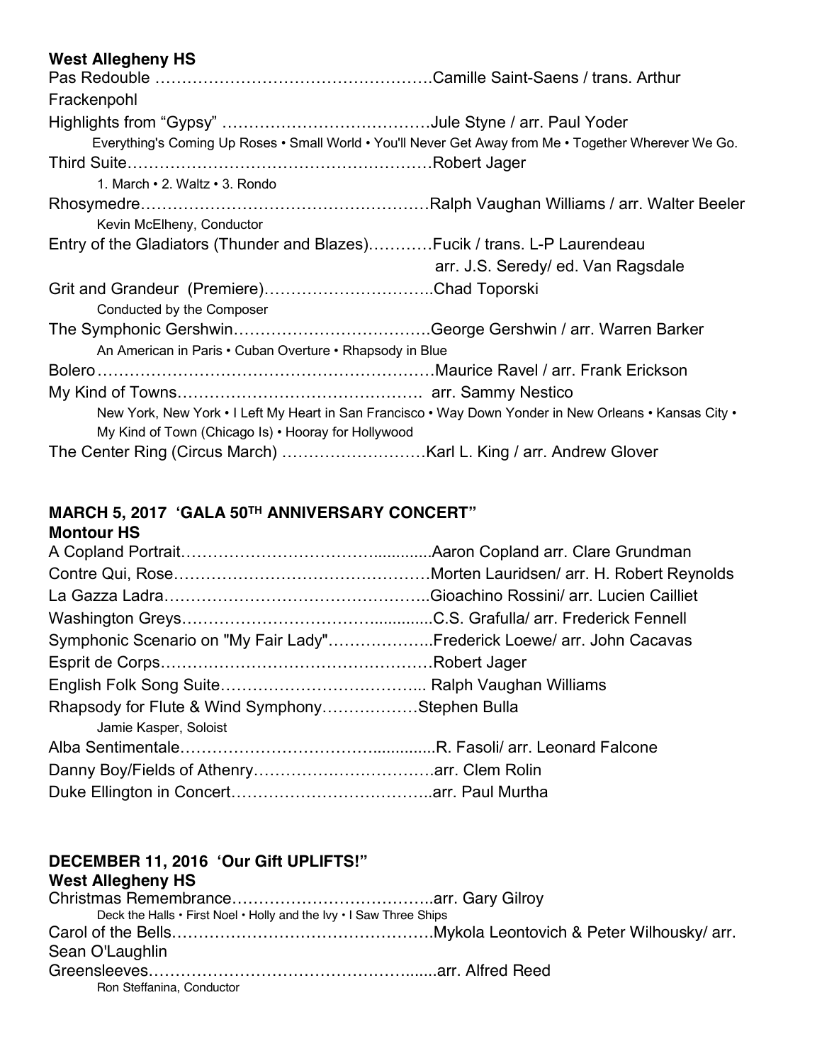**West Allegheny HS**

Pas Redouble ……………………………………………Camille Saint-Saens / trans. Arthur Frackenpohl

Highlights from “Gypsy” …………………………………Jule Styne / arr. Paul Yoder

Everything's Coming Up Roses • Small World • You'll Never Get Away from Me • Together Wherever We Go.

Third Suite…………………………………………………Robert Jager

1. March • 2. Waltz • 3. Rondo

Rhosymedre………………………………………………Ralph Vaughan Williams / arr. Walter Beeler

Kevin McElheny, Conductor

Entry of the Gladiators (Thunder and Blazes)…………Fucik / trans. L-P Laurendeau arr. J.S. Seredy/ ed. Van Ragsdale

Grit and Grandeur (Premiere)…………………………..Chad Toporski

Conducted by the Composer

The Symphonic Gershwin………………………………George Gershwin / arr. Warren Barker

An American in Paris • Cuban Overture • Rhapsody in Blue

Bolero………………………………………………………Maurice Ravel / arr. Frank Erickson

My Kind of Towns……………………………………… arr. Sammy Nestico

New York, New York • I Left My Heart in San Francisco • Way Down Yonder in New Orleans • Kansas City • My Kind of Town (Chicago Is) • Hooray for Hollywood

The Center Ring (Circus March) ………………………Karl L. King / arr. Andrew Glover

**MARCH 5, 2017 ‘GALA 50TH ANNIVERSARY CONCERT”**
**Montour HS**

A Copland Portrait……………………………..............Aaron Copland arr. Clare Grundman

Contre Qui, Rose…………………………………………Morten Lauridsen/ arr. H. Robert Reynolds

La Gazza Ladra…………………………………………..Gioachino Rossini/ arr. Lucien Cailliet

Washington Greys…………………………….............C.S. Grafulla/ arr. Frederick Fennell

Symphonic Scenario on "My Fair Lady"………………..Frederick Loewe/ arr. John Cacavas

Esprit de Corps……………………………………………Robert Jager

English Folk Song Suite……………………………….. Ralph Vaughan Williams

Rhapsody for Flute & Wind Symphony………………Stephen Bulla

Jamie Kasper, Soloist

Alba Sentimentale…………………………….............R. Fasoli/ arr. Leonard Falcone

Danny Boy/Fields of Athenry…………………………….arr. Clem Rolin

Duke Ellington in Concert………………………………..arr. Paul Murtha

**DECEMBER 11, 2016 ‘Our Gift UPLIFTS!”**
**West Allegheny HS**

Christmas Remembrance………………………………..arr. Gary Gilroy

Deck the Halls • First Noel • Holly and the Ivy • I Saw Three Ships

Carol of the Bells………………………………………….Mykola Leontovich & Peter Wilhousky/ arr. Sean O'Laughlin

Greensleeves……………………………………….......arr. Alfred Reed

Ron Steffanina, Conductor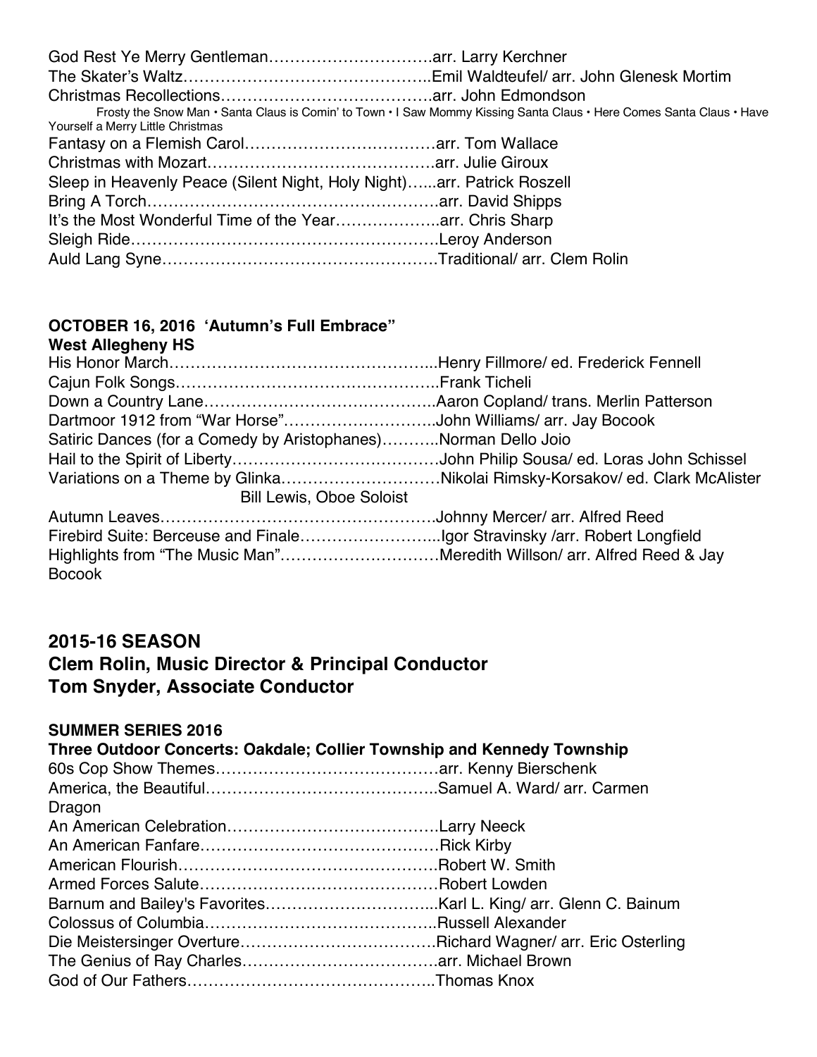God Rest Ye Merry Gentleman………………………….arr. Larry Kerchner
The Skater's Waltz………………………………………..Emil Waldteufel/ arr. John Glenesk Mortim
Christmas Recollections………………………………….arr. John Edmondson

Frosty the Snow Man • Santa Claus is Comin' to Town • I Saw Mommy Kissing Santa Claus • Here Comes Santa Claus • Have Yourself a Merry Little Christmas

Fantasy on a Flemish Carol………………………………arr. Tom Wallace
Christmas with Mozart…………………………………….arr. Julie Giroux
Sleep in Heavenly Peace (Silent Night, Holy Night)…...arr. Patrick Roszell
Bring A Torch……………………………………………….arr. David Shipps
It's the Most Wonderful Time of the Year………………..arr. Chris Sharp
Sleigh Ride………………………………………………….Leroy Anderson
Auld Lang Syne…………………………………………….Traditional/ arr. Clem Rolin

**OCTOBER 16, 2016 'Autumn's Full Embrace"**
**West Allegheny HS**

His Honor March…………………………………………...Henry Fillmore/ ed. Frederick Fennell
Cajun Folk Songs…………………………………………..Frank Ticheli
Down a Country Lane……………………………………..Aaron Copland/ trans. Merlin Patterson
Dartmoor 1912 from "War Horse"………………………..John Williams/ arr. Jay Bocook
Satiric Dances (for a Comedy by Aristophanes)………..Norman Dello Joio
Hail to the Spirit of Liberty…………………………………John Philip Sousa/ ed. Loras John Schissel
Variations on a Theme by Glinka…………………………Nikolai Rimsky-Korsakov/ ed. Clark McAlister
Bill Lewis, Oboe Soloist
Autumn Leaves……………………………………………..Johnny Mercer/ arr. Alfred Reed
Firebird Suite: Berceuse and Finale……………………...Igor Stravinsky /arr. Robert Longfield
Highlights from "The Music Man"…………………………Meredith Willson/ arr. Alfred Reed & Jay Bocook

## 2015-16 SEASON
## Clem Rolin, Music Director & Principal Conductor
## Tom Snyder, Associate Conductor

**SUMMER SERIES 2016**
**Three Outdoor Concerts: Oakdale; Collier Township and Kennedy Township**

60s Cop Show Themes…………………………………….arr. Kenny Bierschenk
America, the Beautiful……………………………………..Samuel A. Ward/ arr. Carmen Dragon
An American Celebration………………………………….Larry Neeck
An American Fanfare………………………………………Rick Kirby
American Flourish………………………………………….Robert W. Smith
Armed Forces Salute………………………………………Robert Lowden
Barnum and Bailey's Favorites…………………………...Karl L. King/ arr. Glenn C. Bainum
Colossus of Columbia……………………………………..Russell Alexander
Die Meistersinger Overture……………………………….Richard Wagner/ arr. Eric Osterling
The Genius of Ray Charles……………………………….arr. Michael Brown
God of Our Fathers………………………………………..Thomas Knox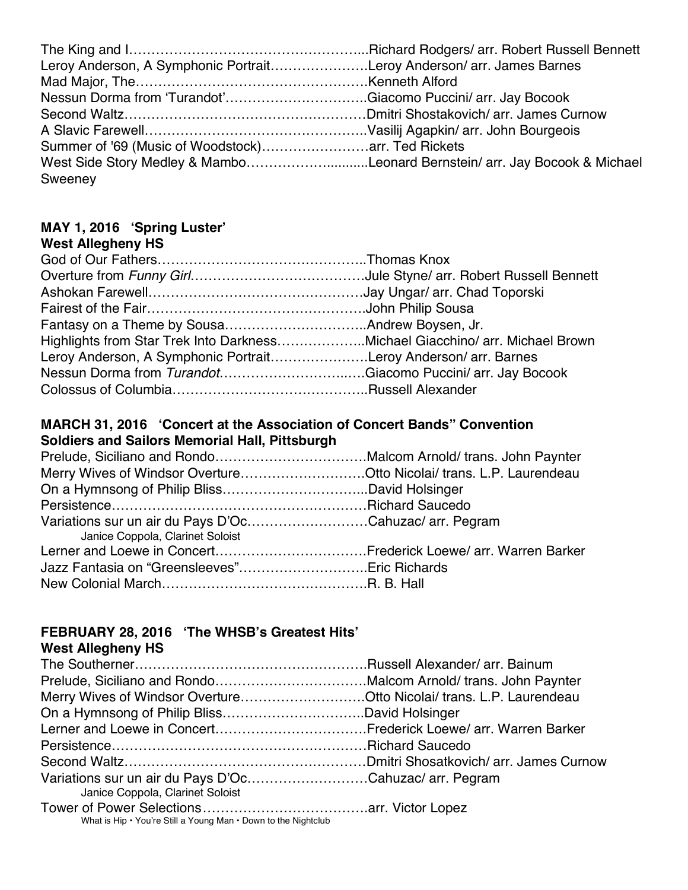The King and I……………………………………………..Richard Rodgers/ arr. Robert Russell Bennett
Leroy Anderson, A Symphonic Portrait………………….Leroy Anderson/ arr. James Barnes
Mad Major, The…………………………………………….Kenneth Alford
Nessun Dorma from 'Turandot'………………………….Giacomo Puccini/ arr. Jay Bocook
Second Waltz………………………………………………Dmitri Shostakovich/ arr. James Curnow
A Slavic Farewell…………………………………………..Vasilij Agapkin/ arr. John Bourgeois
Summer of '69 (Music of Woodstock)……………………arr. Ted Rickets
West Side Story Medley & Mambo……………….........Leonard Bernstein/ arr. Jay Bocook & Michael Sweeney

**MAY 1, 2016 'Spring Luster'**
**West Allegheny HS**

God of Our Fathers………………………………………..Thomas Knox
Overture from *Funny Girl*…………………………………Jule Styne/ arr. Robert Russell Bennett
Ashokan Farewell…………………………………………Jay Ungar/ arr. Chad Toporski
Fairest of the Fair………………………………………….John Philip Sousa
Fantasy on a Theme by Sousa…………………………..Andrew Boysen, Jr.
Highlights from Star Trek Into Darkness………………..Michael Giacchino/ arr. Michael Brown
Leroy Anderson, A Symphonic Portrait………………….Leroy Anderson/ arr. Barnes
Nessun Dorma from *Turandot*……………………….….Giacomo Puccini/ arr. Jay Bocook
Colossus of Columbia……………………………………..Russell Alexander

**MARCH 31, 2016 'Concert at the Association of Concert Bands" Convention**
**Soldiers and Sailors Memorial Hall, Pittsburgh**

Prelude, Siciliano and Rondo…………………………….Malcom Arnold/ trans. John Paynter
Merry Wives of Windsor Overture……………………….Otto Nicolai/ trans. L.P. Laurendeau
On a Hymnsong of Philip Bliss…………………………...David Holsinger
Persistence…………………………………………………Richard Saucedo
Variations sur un air du Pays D'Oc………………………Cahuzac/ arr. Pegram
Janice Coppola, Clarinet Soloist
Lerner and Loewe in Concert…………………………….Frederick Loewe/ arr. Warren Barker
Jazz Fantasia on "Greensleeves"………………………..Eric Richards
New Colonial March……………………………………….R. B. Hall

**FEBRUARY 28, 2016 'The WHSB's Greatest Hits'**
**West Allegheny HS**

The Southerner…………………………………………….Russell Alexander/ arr. Bainum
Prelude, Siciliano and Rondo…………………………….Malcom Arnold/ trans. John Paynter
Merry Wives of Windsor Overture……………………….Otto Nicolai/ trans. L.P. Laurendeau
On a Hymnsong of Philip Bliss…………………………..David Holsinger
Lerner and Loewe in Concert…………………………….Frederick Loewe/ arr. Warren Barker
Persistence…………………………………………………Richard Saucedo
Second Waltz………………………………………………Dmitri Shosatkovich/ arr. James Curnow
Variations sur un air du Pays D'Oc………………………Cahuzac/ arr. Pegram
Janice Coppola, Clarinet Soloist
Tower of Power Selections……………………………….arr. Victor Lopez
What is Hip • You're Still a Young Man • Down to the Nightclub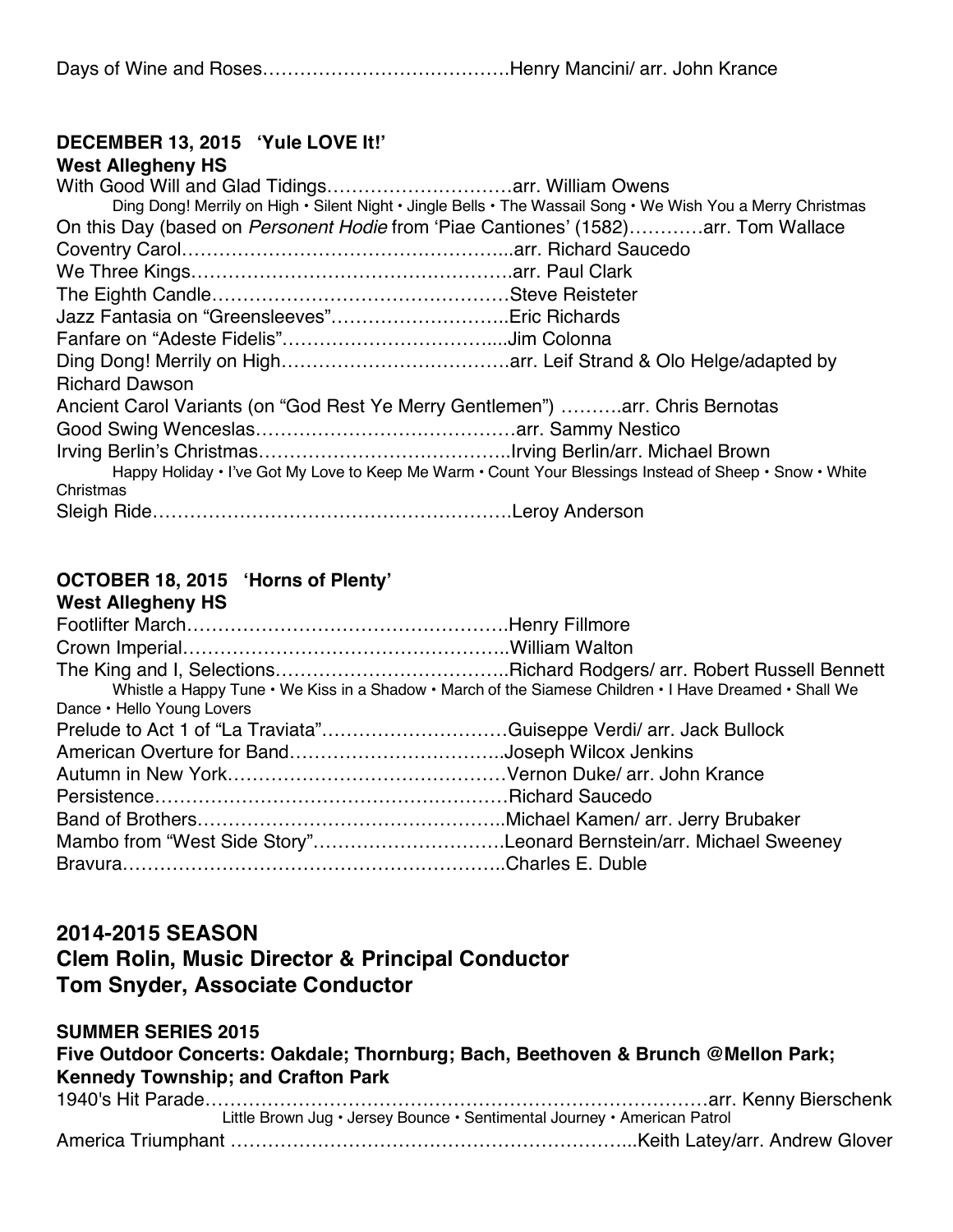Days of Wine and Roses…………………………………Henry Mancini/ arr. John Krance

**DECEMBER 13, 2015 'Yule LOVE It!'**
**West Allegheny HS**

With Good Will and Glad Tidings…………………………arr. William Owens
Ding Dong! Merrily on High • Silent Night • Jingle Bells • The Wassail Song • We Wish You a Merry Christmas

On this Day (based on *Personent Hodie* from 'Piae Cantiones' (1582)…………arr. Tom Wallace

Coventry Carol……………………………………………...arr. Richard Saucedo

We Three Kings……………………………………………arr. Paul Clark

The Eighth Candle…………………………………………Steve Reisteter

Jazz Fantasia on "Greensleeves"………………………..Eric Richards

Fanfare on "Adeste Fidelis"……………………………....Jim Colonna

Ding Dong! Merrily on High………………………………arr. Leif Strand & Olo Helge/adapted by Richard Dawson

Ancient Carol Variants (on "God Rest Ye Merry Gentlemen") ……….arr. Chris Bernotas

Good Swing Wenceslas……………………………………arr. Sammy Nestico

Irving Berlin's Christmas…………………………………..Irving Berlin/arr. Michael Brown
Happy Holiday • I've Got My Love to Keep Me Warm • Count Your Blessings Instead of Sheep • Snow • White Christmas

Sleigh Ride…………………………………………………Leroy Anderson

**OCTOBER 18, 2015 'Horns of Plenty'**
**West Allegheny HS**

Footlifter March……………………………………………Henry Fillmore

Crown Imperial……………………………………………..William Walton

The King and I, Selections………………………………..Richard Rodgers/ arr. Robert Russell Bennett
Whistle a Happy Tune • We Kiss in a Shadow • March of the Siamese Children • I Have Dreamed • Shall We Dance • Hello Young Lovers

Prelude to Act 1 of "La Traviata"…………………………Guiseppe Verdi/ arr. Jack Bullock

American Overture for Band……………………………..Joseph Wilcox Jenkins

Autumn in New York………………………………………Vernon Duke/ arr. John Krance

Persistence…………………………………………………Richard Saucedo

Band of Brothers…………………………………………..Michael Kamen/ arr. Jerry Brubaker

Mambo from "West Side Story"…………………………Leonard Bernstein/arr. Michael Sweeney

Bravura……………………………………………………..Charles E. Duble

## 2014-2015 SEASON
## Clem Rolin, Music Director & Principal Conductor
## Tom Snyder, Associate Conductor

**SUMMER SERIES 2015**
**Five Outdoor Concerts: Oakdale; Thornburg; Bach, Beethoven & Brunch @Mellon Park; Kennedy Township; and Crafton Park**

1940's Hit Parade……………………………………………………………………arr. Kenny Bierschenk
Little Brown Jug • Jersey Bounce • Sentimental Journey • American Patrol

America Triumphant ………………………………………………………..Keith Latey/arr. Andrew Glover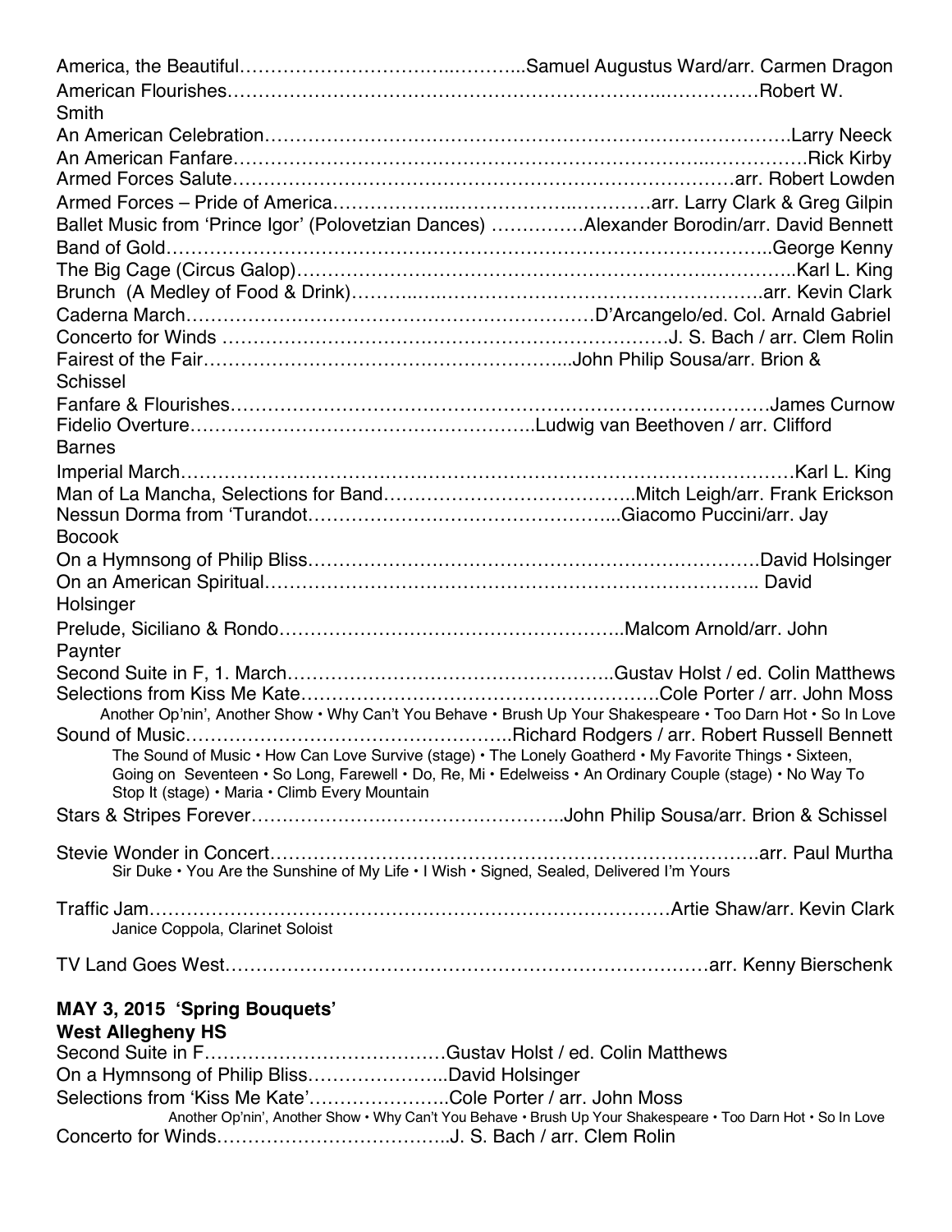America, the Beautiful……………………………..………..Samuel Augustus Ward/arr. Carmen Dragon

American Flourishes……………………………………………………………..……………Robert W. Smith

An American Celebration……………………………………………………………………….Larry Neeck

An American Fanfare…………………………………………………………………..……………Rick Kirby

Armed Forces Salute………………………………………………………………………arr. Robert Lowden

Armed Forces – Pride of America………………..……………..…………arr. Larry Clark & Greg Gilpin

Ballet Music from 'Prince Igor' (Polovetzian Dances) ……………Alexander Borodin/arr. David Bennett

Band of Gold………………………………………………………………………………..George Kenny

The Big Cage (Circus Galop)………………………………………………………….…………..Karl L. King

Brunch (A Medley of Food & Drink)……….………………………………………………arr. Kevin Clark

Caderna March…………………………………………………………D'Arcangelo/ed. Col. Arnald Gabriel

Concerto for Winds ………………………………………………………………J. S. Bach / arr. Clem Rolin

Fairest of the Fair…………………………………………………...John Philip Sousa/arr. Brion & Schissel

Fanfare & Flourishes…………………………………………………………………………James Curnow

Fidelio Overture………………………………………………..Ludwig van Beethoven / arr. Clifford Barnes

Imperial March……………………………………………………………………………………Karl L. King

Man of La Mancha, Selections for Band…………………………………..Mitch Leigh/arr. Frank Erickson

Nessun Dorma from 'Turandot…………………………………………...Giacomo Puccini/arr. Jay Bocook

On a Hymnsong of Philip Bliss……………………………………………………………….David Holsinger

On an American Spiritual…………………………………………………………………….. David Holsinger

Prelude, Siciliano & Rondo………………………………………………..Malcom Arnold/arr. John Paynter

Second Suite in F, 1. March……………………………………………..Gustav Holst / ed. Colin Matthews

Selections from Kiss Me Kate……………………………………………….Cole Porter / arr. John Moss

Another Op'nin', Another Show • Why Can't You Behave • Brush Up Your Shakespeare • Too Darn Hot • So In Love

Sound of Music……………………………………………..Richard Rodgers / arr. Robert Russell Bennett

The Sound of Music • How Can Love Survive (stage) • The Lonely Goatherd • My Favorite Things • Sixteen, Going on Seventeen • So Long, Farewell • Do, Re, Mi • Edelweiss • An Ordinary Couple (stage) • No Way To Stop It (stage) • Maria • Climb Every Mountain

Stars & Stripes Forever…………………………………………..John Philip Sousa/arr. Brion & Schissel

Stevie Wonder in Concert……………………………………………………………………arr. Paul Murtha

Sir Duke • You Are the Sunshine of My Life • I Wish • Signed, Sealed, Delivered I'm Yours

Traffic Jam…………………………………………………………………………Artie Shaw/arr. Kevin Clark

Janice Coppola, Clarinet Soloist

TV Land Goes West……………………………………………………………………arr. Kenny Bierschenk

**MAY 3, 2015 'Spring Bouquets'**
**West Allegheny HS**

Second Suite in F…………………………………Gustav Holst / ed. Colin Matthews

On a Hymnsong of Philip Bliss…………………..David Holsinger

Selections from 'Kiss Me Kate'…………………..Cole Porter / arr. John Moss

Another Op'nin', Another Show • Why Can't You Behave • Brush Up Your Shakespeare • Too Darn Hot • So In Love

Concerto for Winds………………………………..J. S. Bach / arr. Clem Rolin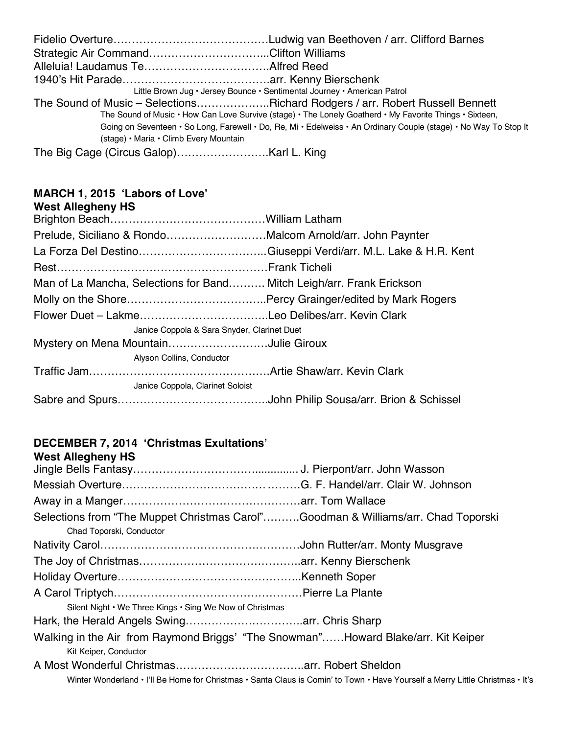Fidelio Overture……………………………………Ludwig van Beethoven / arr. Clifford Barnes
Strategic Air Command…………………………...Clifton Williams
Alleluia! Laudamus Te……………………………Alfred Reed
1940's Hit Parade…………………………………arr. Kenny Bierschenk
Little Brown Jug • Jersey Bounce • Sentimental Journey • American Patrol
The Sound of Music – Selections………………..Richard Rodgers / arr. Robert Russell Bennett
The Sound of Music • How Can Love Survive (stage) • The Lonely Goatherd • My Favorite Things • Sixteen, Going on Seventeen • So Long, Farewell • Do, Re, Mi • Edelweiss • An Ordinary Couple (stage) • No Way To Stop It (stage) • Maria • Climb Every Mountain
The Big Cage (Circus Galop)…………………….Karl L. King

**MARCH 1, 2015 'Labors of Love'**
**West Allegheny HS**

Brighton Beach……………………………………William Latham
Prelude, Siciliano & Rondo………………………Malcom Arnold/arr. John Paynter
La Forza Del Destino……………………………..Giuseppi Verdi/arr. M.L. Lake & H.R. Kent
Rest…………………………………………………Frank Ticheli
Man of La Mancha, Selections for Band………. Mitch Leigh/arr. Frank Erickson
Molly on the Shore………………………………..Percy Grainger/edited by Mark Rogers
Flower Duet – Lakme……………………………..Leo Delibes/arr. Kevin Clark
Janice Coppola & Sara Snyder, Clarinet Duet
Mystery on Mena Mountain………………………Julie Giroux
Alyson Collins, Conductor
Traffic Jam…………………………………………Artie Shaw/arr. Kevin Clark
Janice Coppola, Clarinet Soloist
Sabre and Spurs…………………………………..John Philip Sousa/arr. Brion & Schissel

**DECEMBER 7, 2014 'Christmas Exultations'**
**West Allegheny HS**

Jingle Bells Fantasy……………………………............ J. Pierpont/arr. John Wasson
Messiah Overture………………………………. ………G. F. Handel/arr. Clair W. Johnson
Away in a Manger…………………………………………arr. Tom Wallace
Selections from "The Muppet Christmas Carol"……….Goodman & Williams/arr. Chad Toporski
Chad Toporski, Conductor
Nativity Carol……………………………………………John Rutter/arr. Monty Musgrave
The Joy of Christmas……………………………………..arr. Kenny Bierschenk
Holiday Overture………………………………………..Kenneth Soper
A Carol Triptych…………………………………………Pierre La Plante
Silent Night • We Three Kings • Sing We Now of Christmas
Hark, the Herald Angels Swing…………….…………..arr. Chris Sharp
Walking in the Air from Raymond Briggs' "The Snowman"……Howard Blake/arr. Kit Keiper
Kit Keiper, Conductor
A Most Wonderful Christmas……………………………arr. Robert Sheldon
Winter Wonderland • I'll Be Home for Christmas • Santa Claus is Comin' to Town • Have Yourself a Merry Little Christmas • It's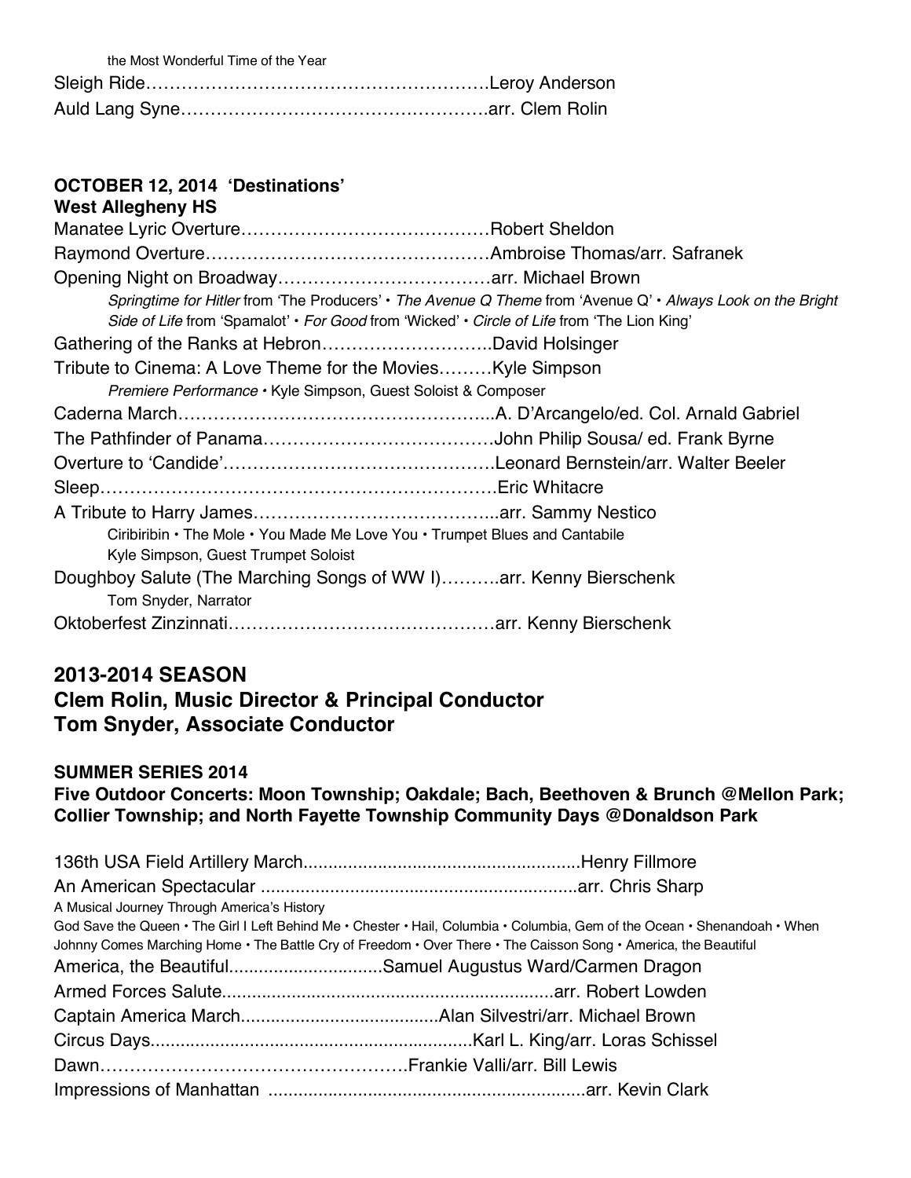the Most Wonderful Time of the Year

Sleigh Ride……………………………………………………Leroy Anderson

Auld Lang Syne……………………………………………arr. Clem Rolin

**OCTOBER 12, 2014 'Destinations'**
**West Allegheny HS**

Manatee Lyric Overture……………………………………Robert Sheldon

Raymond Overture…………………………………………Ambroise Thomas/arr. Safranek

Opening Night on Broadway………………………………arr. Michael Brown

*Springtime for Hitler* from 'The Producers' • *The Avenue Q Theme* from 'Avenue Q' • *Always Look on the Bright Side of Life* from 'Spamalot' • *For Good* from 'Wicked' • *Circle of Life* from 'The Lion King'

Gathering of the Ranks at Hebron………………………..David Holsinger

Tribute to Cinema: A Love Theme for the Movies………Kyle Simpson

*Premiere Performance* • Kyle Simpson, Guest Soloist & Composer

Caderna March………………………………………….....A. D'Arcangelo/ed. Col. Arnald Gabriel

The Pathfinder of Panama…………………………………John Philip Sousa/ ed. Frank Byrne

Overture to 'Candide'………………………………………Leonard Bernstein/arr. Walter Beeler

Sleep…………………………………………………………Eric Whitacre

A Tribute to Harry James…………………………………...arr. Sammy Nestico

Ciribiribin • The Mole • You Made Me Love You • Trumpet Blues and Cantabile
Kyle Simpson, Guest Trumpet Soloist

Doughboy Salute (The Marching Songs of WW I)……….arr. Kenny Bierschenk

Tom Snyder, Narrator

Oktoberfest Zinzinnati………………………………………arr. Kenny Bierschenk

## 2013-2014 SEASON
## Clem Rolin, Music Director & Principal Conductor
## Tom Snyder, Associate Conductor

**SUMMER SERIES 2014**
**Five Outdoor Concerts: Moon Township; Oakdale; Bach, Beethoven & Brunch @Mellon Park; Collier Township; and North Fayette Township Community Days @Donaldson Park**

136th USA Field Artillery March.......................................................Henry Fillmore

An American Spectacular ................................................................arr. Chris Sharp

A Musical Journey Through America's History
God Save the Queen • The Girl I Left Behind Me • Chester • Hail, Columbia • Columbia, Gem of the Ocean • Shenandoah • When Johnny Comes Marching Home • The Battle Cry of Freedom • Over There • The Caisson Song • America, the Beautiful

America, the Beautiful...............................Samuel Augustus Ward/Carmen Dragon

Armed Forces Salute...................................................................arr. Robert Lowden

Captain America March........................................Alan Silvestri/arr. Michael Brown

Circus Days................................................................Karl L. King/arr. Loras Schissel

Dawn……………………………………………Frankie Valli/arr. Bill Lewis

Impressions of Manhattan ...............................................................arr. Kevin Clark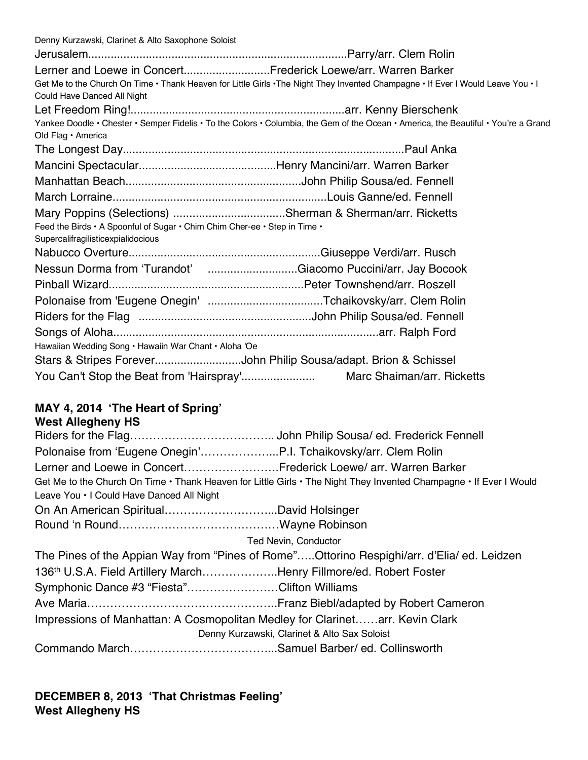Denny Kurzawski, Clarinet & Alto Saxophone Soloist

Jerusalem................................................................................Parry/arr. Clem Rolin

Lerner and Loewe in Concert...........................Frederick Loewe/arr. Warren Barker

Get Me to the Church On Time • Thank Heaven for Little Girls •The Night They Invented Champagne • If Ever I Would Leave You • I Could Have Danced All Night

Let Freedom Ring!...................................................................arr. Kenny Bierschenk

Yankee Doodle • Chester • Semper Fidelis • To the Colors • Columbia, the Gem of the Ocean • America, the Beautiful • You're a Grand Old Flag • America

The Longest Day......................................................................................Paul Anka

Mancini Spectacular..........................................Henry Mancini/arr. Warren Barker

Manhattan Beach......................................................John Philip Sousa/ed. Fennell

March Lorraine..................................................................Louis Ganne/ed. Fennell

Mary Poppins (Selections) ...................................Sherman & Sherman/arr. Ricketts

Feed the Birds • A Spoonful of Sugar • Chim Chim Cher-ee • Step in Time • Supercalifragilisticexpialidocious

Nabucco Overture...........................................................Giuseppe Verdi/arr. Rusch

Nessun Dorma from 'Turandot' ............................Giacomo Puccini/arr. Jay Bocook

Pinball Wizard............................................................Peter Townshend/arr. Roszell

Polonaise from 'Eugene Onegin' ...................................Tchaikovsky/arr. Clem Rolin

Riders for the Flag .....................................................John Philip Sousa/ed. Fennell

Songs of Aloha................................................................................arr. Ralph Ford

Hawaiian Wedding Song • Hawaiin War Chant • Aloha 'Oe

Stars & Stripes Forever...........................John Philip Sousa/adapt. Brion & Schissel

You Can't Stop the Beat from 'Hairspray'....................... Marc Shaiman/arr. Ricketts

**MAY 4, 2014 'The Heart of Spring'**
**West Allegheny HS**

Riders for the Flag……………………………….. John Philip Sousa/ ed. Frederick Fennell

Polonaise from 'Eugene Onegin'………………...P.I. Tchaikovsky/arr. Clem Rolin

Lerner and Loewe in Concert…………………….Frederick Loewe/ arr. Warren Barker

Get Me to the Church On Time • Thank Heaven for Little Girls • The Night They Invented Champagne • If Ever I Would Leave You • I Could Have Danced All Night

On An American Spiritual………………………...David Holsinger

Round 'n Round……………………………………Wayne Robinson

Ted Nevin, Conductor

The Pines of the Appian Way from "Pines of Rome"…..Ottorino Respighi/arr. d'Elia/ ed. Leidzen

136th U.S.A. Field Artillery March………………..Henry Fillmore/ed. Robert Foster

Symphonic Dance #3 "Fiesta"……………………Clifton Williams

Ave Maria…………………………………………..Franz Biebl/adapted by Robert Cameron

Impressions of Manhattan: A Cosmopolitan Medley for Clarinet……arr. Kevin Clark

Denny Kurzawski, Clarinet & Alto Sax Soloist

Commando March………………………………...Samuel Barber/ ed. Collinsworth

**DECEMBER 8, 2013 'That Christmas Feeling'**
**West Allegheny HS**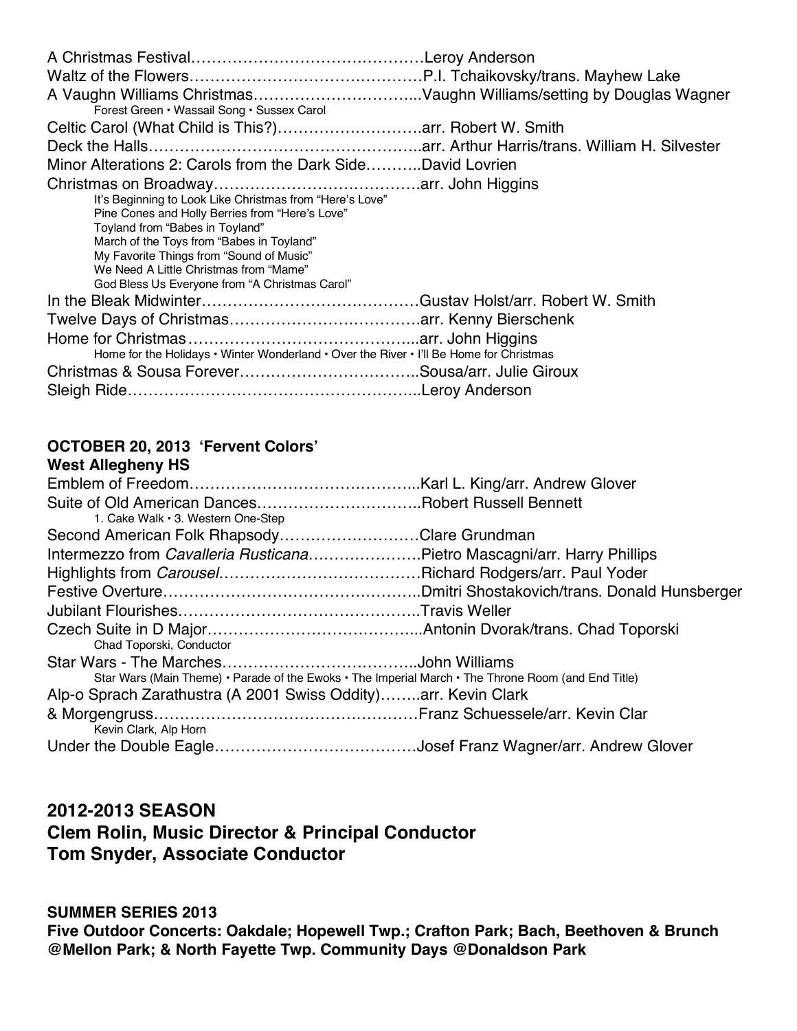A Christmas Festival……………………………………………Leroy Anderson
Waltz of the Flowers……………………………………………P.I. Tchaikovsky/trans. Mayhew Lake
A Vaughn Williams Christmas…………………………..Vaughn Williams/setting by Douglas Wagner
Forest Green • Wassail Song • Sussex Carol
Celtic Carol (What Child is This?)………………………..arr. Robert W. Smith
Deck the Halls…………………………………………………..arr. Arthur Harris/trans. William H. Silvester
Minor Alterations 2: Carols from the Dark Side………..David Lovrien
Christmas on Broadway………………………………………arr. John Higgins
It's Beginning to Look Like Christmas from "Here's Love"
Pine Cones and Holly Berries from "Here's Love"
Toyland from "Babes in Toyland"
March of the Toys from "Babes in Toyland"
My Favorite Things from "Sound of Music"
We Need A Little Christmas from "Mame"
God Bless Us Everyone from "A Christmas Carol"
In the Bleak Midwinter………………………………………Gustav Holst/arr. Robert W. Smith
Twelve Days of Christmas……………………………….arr. Kenny Bierschenk
Home for Christmas……………………………………………...arr. John Higgins
Home for the Holidays • Winter Wonderland • Over the River • I'll Be Home for Christmas
Christmas & Sousa Forever…………………………...Sousa/arr. Julie Giroux
Sleigh Ride………………………………………………...Leroy Anderson

**OCTOBER 20, 2013 'Fervent Colors'**
**West Allegheny HS**

Emblem of Freedom……………………………………...Karl L. King/arr. Andrew Glover
Suite of Old American Dances………………………..Robert Russell Bennett
1. Cake Walk • 3. Western One-Step
Second American Folk Rhapsody……………………Clare Grundman
Intermezzo from *Cavalleria Rusticana*………………….Pietro Mascagni/arr. Harry Phillips
Highlights from *Carousel*…………………………………Richard Rodgers/arr. Paul Yoder
Festive Overture…………………………………………..Dmitri Shostakovich/trans. Donald Hunsberger
Jubilant Flourishes………………………………………...Travis Weller
Czech Suite in D Major…………………………………...Antonin Dvorak/trans. Chad Toporski
Chad Toporski, Conductor
Star Wars - The Marches………………………………..John Williams
Star Wars (Main Theme) • Parade of the Ewoks • The Imperial March • The Throne Room (and End Title)
Alp-o Sprach Zarathustra (A 2001 Swiss Oddity)……..arr. Kevin Clark
& Morgengruss…………………………………………Franz Schuessele/arr. Kevin Clar
Kevin Clark, Alp Horn
Under the Double Eagle…………………………………Josef Franz Wagner/arr. Andrew Glover

## 2012-2013 SEASON
## Clem Rolin, Music Director & Principal Conductor
## Tom Snyder, Associate Conductor

**SUMMER SERIES 2013**
**Five Outdoor Concerts: Oakdale; Hopewell Twp.; Crafton Park; Bach, Beethoven & Brunch @Mellon Park; & North Fayette Twp. Community Days @Donaldson Park**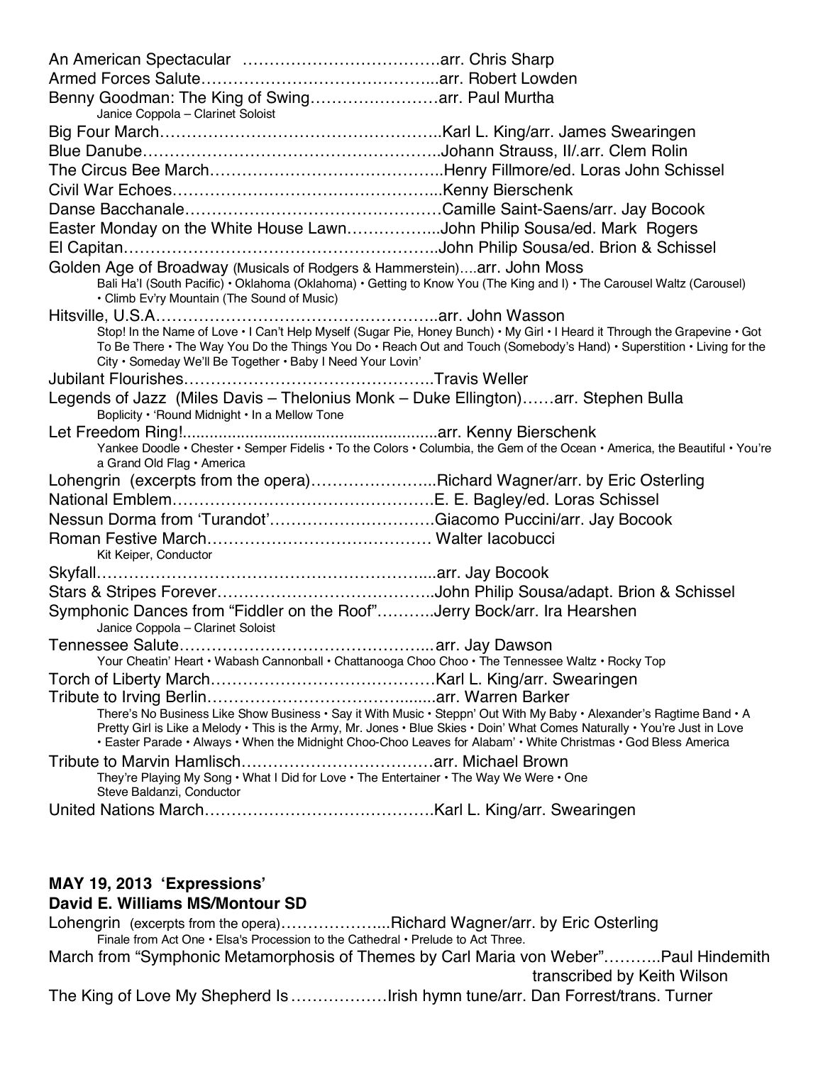An American Spectacular ………………………………arr. Chris Sharp
Armed Forces Salute……………………………………...arr. Robert Lowden
Benny Goodman: The King of Swing……………………arr. Paul Murtha
Janice Coppola – Clarinet Soloist
Big Four March……………………………………………..Karl L. King/arr. James Swearingen
Blue Danube…………………………………………………Johann Strauss, II/.arr. Clem Rolin
The Circus Bee March……………………………………..Henry Fillmore/ed. Loras John Schissel
Civil War Echoes…………………………………………...Kenny Bierschenk
Danse Bacchanale…………………………………………Camille Saint-Saens/arr. Jay Bocook
Easter Monday on the White House Lawn……………...John Philip Sousa/ed. Mark Rogers
El Capitan…………………………………………………..John Philip Sousa/ed. Brion & Schissel
Golden Age of Broadway (Musicals of Rodgers & Hammerstein)….arr. John Moss
Bali Ha'I (South Pacific) • Oklahoma (Oklahoma) • Getting to Know You (The King and I) • The Carousel Waltz (Carousel) • Climb Ev'ry Mountain (The Sound of Music)
Hitsville, U.S.A……………………………………………..arr. John Wasson
Stop! In the Name of Love • I Can't Help Myself (Sugar Pie, Honey Bunch) • My Girl • I Heard it Through the Grapevine • Got To Be There • The Way You Do the Things You Do • Reach Out and Touch (Somebody's Hand) • Superstition • Living for the City • Someday We'll Be Together • Baby I Need Your Lovin'
Jubilant Flourishes………………………………………..Travis Weller
Legends of Jazz (Miles Davis – Thelonious Monk – Duke Ellington)……arr. Stephen Bulla
Boplicity • 'Round Midnight • In a Mellow Tone
Let Freedom Ring!.......................................................arr. Kenny Bierschenk
Yankee Doodle • Chester • Semper Fidelis • To the Colors • Columbia, the Gem of the Ocean • America, the Beautiful • You're a Grand Old Flag • America
Lohengrin (excerpts from the opera)…………………..Richard Wagner/arr. by Eric Osterling
National Emblem…………………………………………E. E. Bagley/ed. Loras Schissel
Nessun Dorma from 'Turandot'…………………………Giacomo Puccini/arr. Jay Bocook
Roman Festive March…………………………………… Walter Iacobucci
Kit Keiper, Conductor
Skyfall……………………………………………………....arr. Jay Bocook
Stars & Stripes Forever…………………………………..John Philip Sousa/adapt. Brion & Schissel
Symphonic Dances from "Fiddler on the Roof"………..Jerry Bock/arr. Ira Hearshen
Janice Coppola – Clarinet Soloist
Tennessee Salute………………………………………... arr. Jay Dawson
Your Cheatin' Heart • Wabash Cannonball • Chattanooga Choo Choo • The Tennessee Waltz • Rocky Top
Torch of Liberty March……………………………………Karl L. King/arr. Swearingen
Tribute to Irving Berlin……………………………….......arr. Warren Barker
There's No Business Like Show Business • Say it With Music • Steppn' Out With My Baby • Alexander's Ragtime Band • A Pretty Girl is Like a Melody • This is the Army, Mr. Jones • Blue Skies • Doin' What Comes Naturally • You're Just in Love • Easter Parade • Always • When the Midnight Choo-Choo Leaves for Alabam' • White Christmas • God Bless America
Tribute to Marvin Hamlisch………………………………arr. Michael Brown
They're Playing My Song • What I Did for Love • The Entertainer • The Way We Were • One
Steve Baldanzi, Conductor
United Nations March……………………………………Karl L. King/arr. Swearingen

**MAY 19, 2013 'Expressions'**
**David E. Williams MS/Montour SD**

Lohengrin (excerpts from the opera)………………...Richard Wagner/arr. by Eric Osterling
Finale from Act One • Elsa's Procession to the Cathedral • Prelude to Act Three.
March from "Symphonic Metamorphosis of Themes by Carl Maria von Weber"………..Paul Hindemith transcribed by Keith Wilson
The King of Love My Shepherd Is………………Irish hymn tune/arr. Dan Forrest/trans. Turner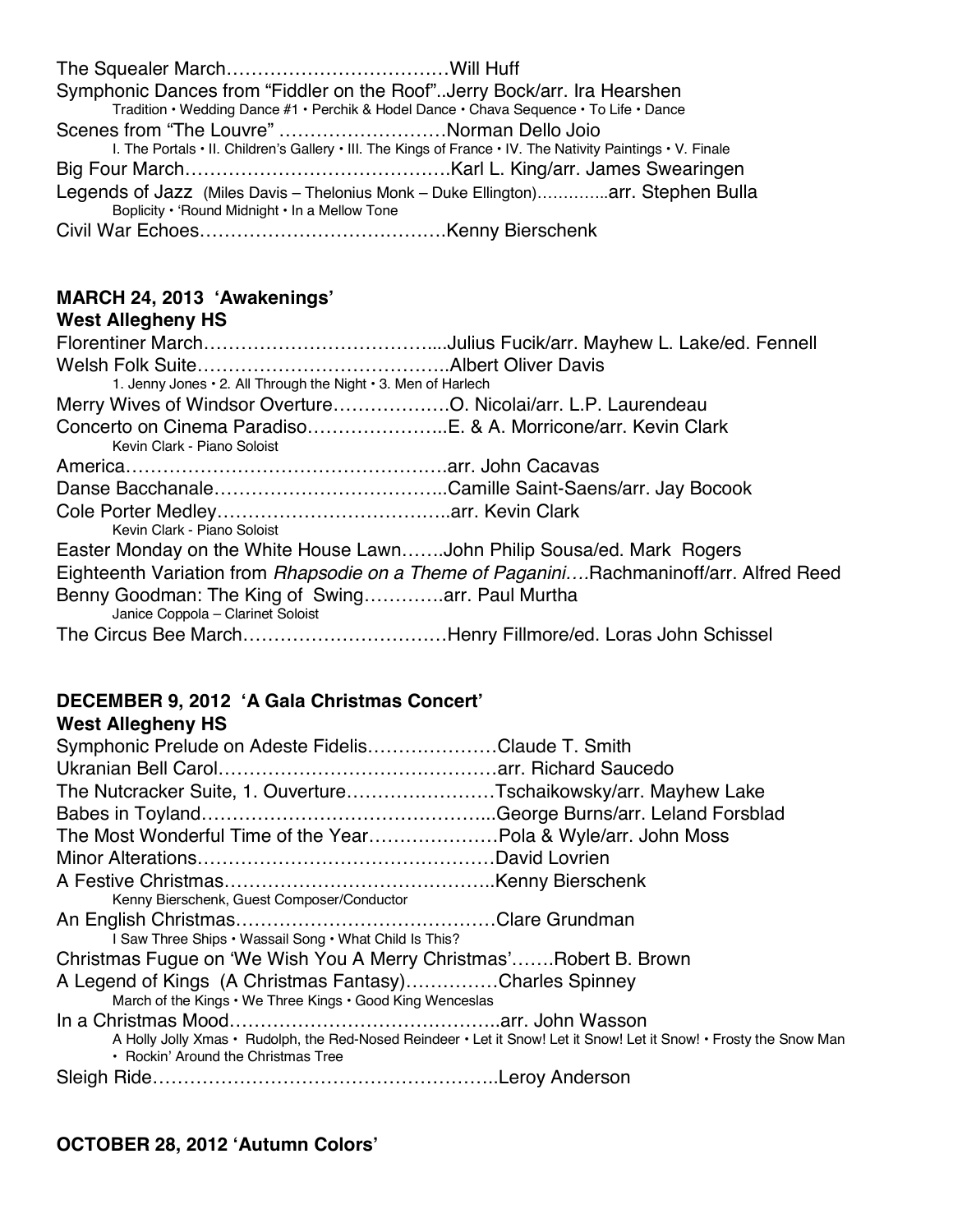The Squealer March………………………………Will Huff

Symphonic Dances from "Fiddler on the Roof"..Jerry Bock/arr. Ira Hearshen
Tradition • Wedding Dance #1 • Perchik & Hodel Dance • Chava Sequence • To Life • Dance

Scenes from "The Louvre" ………………………Norman Dello Joio
I. The Portals • II. Children's Gallery • III. The Kings of France • IV. The Nativity Paintings • V. Finale

Big Four March…………………………………….Karl L. King/arr. James Swearingen

Legends of Jazz (Miles Davis – Thelonius Monk – Duke Ellington)…………..arr. Stephen Bulla
Boplicity • 'Round Midnight • In a Mellow Tone

Civil War Echoes………………………………….Kenny Bierschenk

**MARCH 24, 2013 'Awakenings'**
**West Allegheny HS**

Florentiner March………………………………....Julius Fucik/arr. Mayhew L. Lake/ed. Fennell

Welsh Folk Suite…………………………………..Albert Oliver Davis
1. Jenny Jones • 2. All Through the Night • 3. Men of Harlech

Merry Wives of Windsor Overture………………O. Nicolai/arr. L.P. Laurendeau

Concerto on Cinema Paradiso…………………..E. & A. Morricone/arr. Kevin Clark
Kevin Clark - Piano Soloist

America…………………………………………….arr. John Cacavas

Danse Bacchanale………………………………..Camille Saint-Saens/arr. Jay Bocook

Cole Porter Medley………………………………..arr. Kevin Clark
Kevin Clark - Piano Soloist

Easter Monday on the White House Lawn…….John Philip Sousa/ed. Mark Rogers

Eighteenth Variation from *Rhapsodie on a Theme of Paganini….*Rachmaninoff/arr. Alfred Reed

Benny Goodman: The King of Swing………….arr. Paul Murtha
Janice Coppola – Clarinet Soloist

The Circus Bee March……………………………Henry Fillmore/ed. Loras John Schissel

**DECEMBER 9, 2012 'A Gala Christmas Concert'**
**West Allegheny HS**

Symphonic Prelude on Adeste Fidelis…………………Claude T. Smith

Ukranian Bell Carol………………………………………arr. Richard Saucedo

The Nutcracker Suite, 1. Ouverture……………………Tschaikowsky/arr. Mayhew Lake

Babes in Toyland………………………………………...George Burns/arr. Leland Forsblad

The Most Wonderful Time of the Year…………………Pola & Wyle/arr. John Moss

Minor Alterations…………………………………………David Lovrien

A Festive Christmas……………………………………..Kenny Bierschenk
Kenny Bierschenk, Guest Composer/Conductor

An English Christmas……………………………………Clare Grundman
I Saw Three Ships • Wassail Song • What Child Is This?

Christmas Fugue on 'We Wish You A Merry Christmas'…….Robert B. Brown

A Legend of Kings (A Christmas Fantasy)……………Charles Spinney
March of the Kings • We Three Kings • Good King Wenceslas

In a Christmas Mood……………………………………..arr. John Wasson
A Holly Jolly Xmas • Rudolph, the Red-Nosed Reindeer • Let it Snow! Let it Snow! Let it Snow! • Frosty the Snow Man • Rockin' Around the Christmas Tree

Sleigh Ride……………………………………………….Leroy Anderson

**OCTOBER 28, 2012 'Autumn Colors'**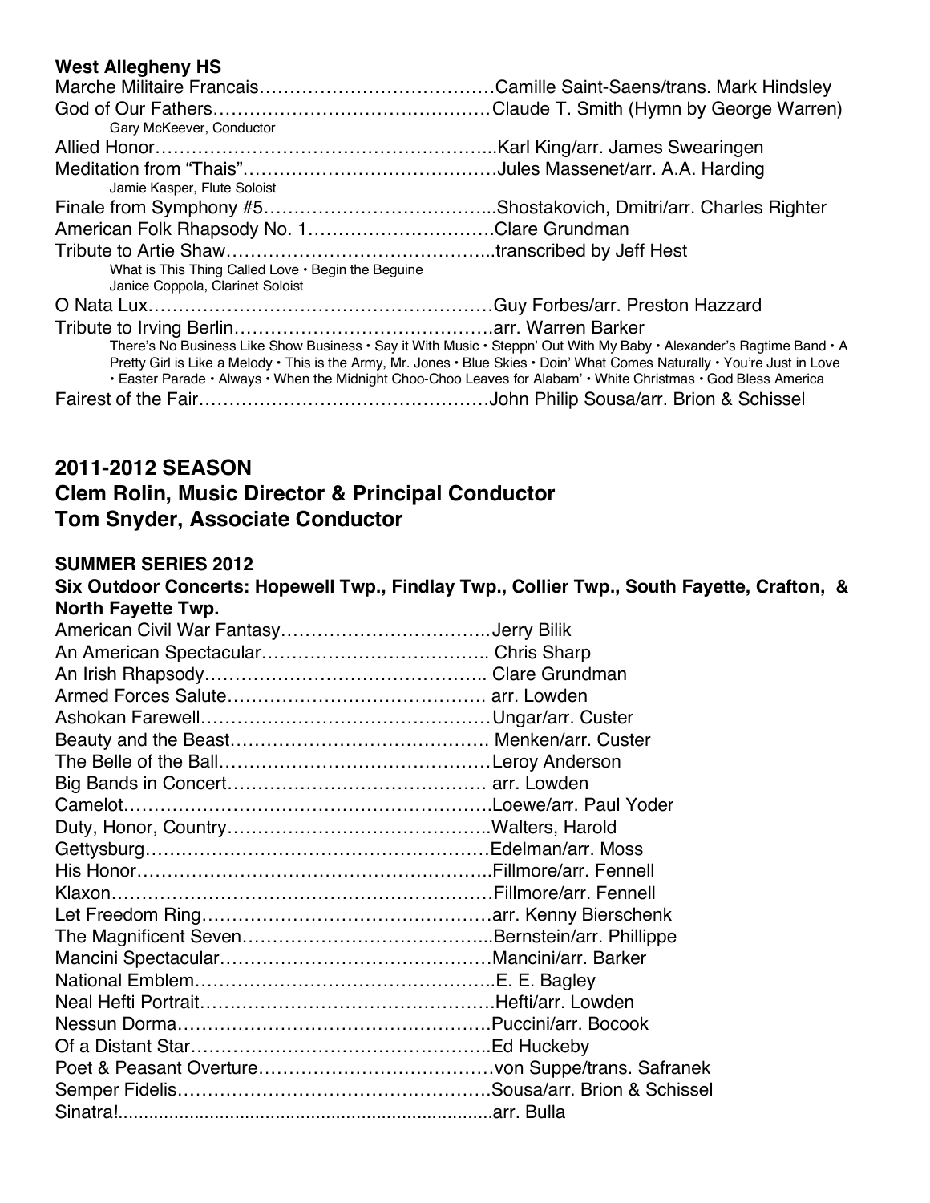**West Allegheny HS**

Marche Militaire Francais……………………………………Camille Saint-Saens/trans. Mark Hindsley
God of Our Fathers……………………………………………Claude T. Smith (Hymn by George Warren)
Gary McKeever, Conductor
Allied Honor………………………………………………...Karl King/arr. James Swearingen
Meditation from "Thais"……………………………………Jules Massenet/arr. A.A. Harding
Jamie Kasper, Flute Soloist
Finale from Symphony #5………………………………...Shostakovich, Dmitri/arr. Charles Righter
American Folk Rhapsody No. 1…………………………Clare Grundman
Tribute to Artie Shaw……………………………………...transcribed by Jeff Hest
What is This Thing Called Love • Begin the Beguine
Janice Coppola, Clarinet Soloist
O Nata Lux…………………………………………………Guy Forbes/arr. Preston Hazzard
Tribute to Irving Berlin……………………………………arr. Warren Barker
There's No Business Like Show Business • Say it With Music • Steppn' Out With My Baby • Alexander's Ragtime Band • A Pretty Girl is Like a Melody • This is the Army, Mr. Jones • Blue Skies • Doin' What Comes Naturally • You're Just in Love • Easter Parade • Always • When the Midnight Choo-Choo Leaves for Alabam' • White Christmas • God Bless America
Fairest of the Fair…………………………………………John Philip Sousa/arr. Brion & Schissel

## 2011-2012 SEASON
## Clem Rolin, Music Director & Principal Conductor
## Tom Snyder, Associate Conductor

**SUMMER SERIES 2012**

**Six Outdoor Concerts: Hopewell Twp., Findlay Twp., Collier Twp., South Fayette, Crafton, & North Fayette Twp.**

American Civil War Fantasy……………………………..Jerry Bilik
An American Spectacular……………………………….. Chris Sharp
An Irish Rhapsody……………………………………….. Clare Grundman
Armed Forces Salute……………………………………. arr. Lowden
Ashokan Farewell…………………………………………Ungar/arr. Custer
Beauty and the Beast……………………………………. Menken/arr. Custer
The Belle of the Ball………………………………………Leroy Anderson
Big Bands in Concert……………………………………. arr. Lowden
Camelot…………………………………………………….Loewe/arr. Paul Yoder
Duty, Honor, Country……………………………………..Walters, Harold
Gettysburg…………………………………………………Edelman/arr. Moss
His Honor…………………………………………………..Fillmore/arr. Fennell
Klaxon………………………………………………………Fillmore/arr. Fennell
Let Freedom Ring…………………………………………arr. Kenny Bierschenk
The Magnificent Seven…………………………………...Bernstein/arr. Phillippe
Mancini Spectacular………………………………………Mancini/arr. Barker
National Emblem…………………………………………..E. E. Bagley
Neal Hefti Portrait………………………………………….Hefti/arr. Lowden
Nessun Dorma……………………………………………..Puccini/arr. Bocook
Of a Distant Star…………………………………………...Ed Huckeby
Poet & Peasant Overture…………………………………von Suppe/trans. Safranek
Semper Fidelis……………………………………………..Sousa/arr. Brion & Schissel
Sinatra!.......................................................................arr. Bulla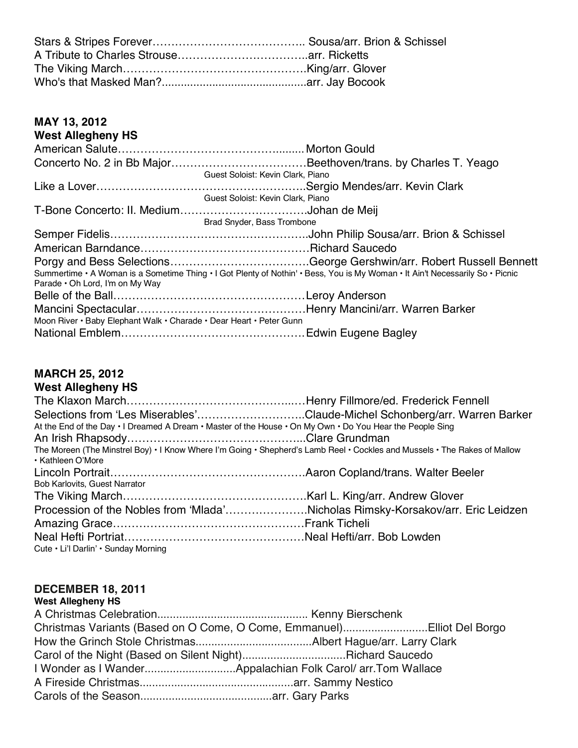Stars & Stripes Forever………………………………….. Sousa/arr. Brion & Schissel
A Tribute to Charles Strouse……………………………..arr. Ricketts
The Viking March…………………………………………King/arr. Glover
Who's that Masked Man?............................................arr. Jay Bocook

**MAY 13, 2012**
**West Allegheny HS**

American Salute……………………………………......... Morton Gould
Concerto No. 2 in Bb Major………………………………Beethoven/trans. by Charles T. Yeago
Guest Soloist: Kevin Clark, Piano
Like a Lover………………………………………………..Sergio Mendes/arr. Kevin Clark
Guest Soloist: Kevin Clark, Piano
T-Bone Concerto: II. Medium…………………………….Johan de Meij
Brad Snyder, Bass Trombone
Semper Fidelis……………………………………………..John Philip Sousa/arr. Brion & Schissel
American Barndance………………………………………Richard Saucedo
Porgy and Bess Selections……………………………….George Gershwin/arr. Robert Russell Bennett
Summertime • A Woman is a Sometime Thing • I Got Plenty of Nothin' • Bess, You is My Woman • It Ain't Necessarily So • Picnic Parade • Oh Lord, I'm on My Way
Belle of the Ball……………………………………………Leroy Anderson
Mancini Spectacular………………………………………Henry Mancini/arr. Warren Barker
Moon River • Baby Elephant Walk • Charade • Dear Heart • Peter Gunn
National Emblem…………………………………………Edwin Eugene Bagley

**MARCH 25, 2012**
**West Allegheny HS**

The Klaxon March……………………………………...…Henry Fillmore/ed. Frederick Fennell
Selections from 'Les Miserables'………………………..Claude-Michel Schonberg/arr. Warren Barker
At the End of the Day • I Dreamed A Dream • Master of the House • On My Own • Do You Hear the People Sing
An Irish Rhapsody………………………………………..Clare Grundman
The Moreen (The Minstrel Boy) • I Know Where I'm Going • Shepherd's Lamb Reel • Cockles and Mussels • The Rakes of Mallow • Kathleen O'More
Lincoln Portrait…………………………………………….Aaron Copland/trans. Walter Beeler
Bob Karlovits, Guest Narrator
The Viking March…………………………………………Karl L. King/arr. Andrew Glover
Procession of the Nobles from 'Mlada'…………………Nicholas Rimsky-Korsakov/arr. Eric Leidzen
Amazing Grace……………………………………………Frank Ticheli
Neal Hefti Portriat…………………………………………Neal Hefti/arr. Bob Lowden
Cute • Li'l Darlin' • Sunday Morning

**DECEMBER 18, 2011**
**West Allegheny HS**

A Christmas Celebration.............................................. Kenny Bierschenk
Christmas Variants (Based on O Come, O Come, Emmanuel)..........................Elliot Del Borgo
How the Grinch Stole Christmas....................................Albert Hague/arr. Larry Clark
Carol of the Night (Based on Silent Night)................................Richard Saucedo
I Wonder as I Wander............................Appalachian Folk Carol/ arr.Tom Wallace
A Fireside Christmas................................................arr. Sammy Nestico
Carols of the Season.........................................arr. Gary Parks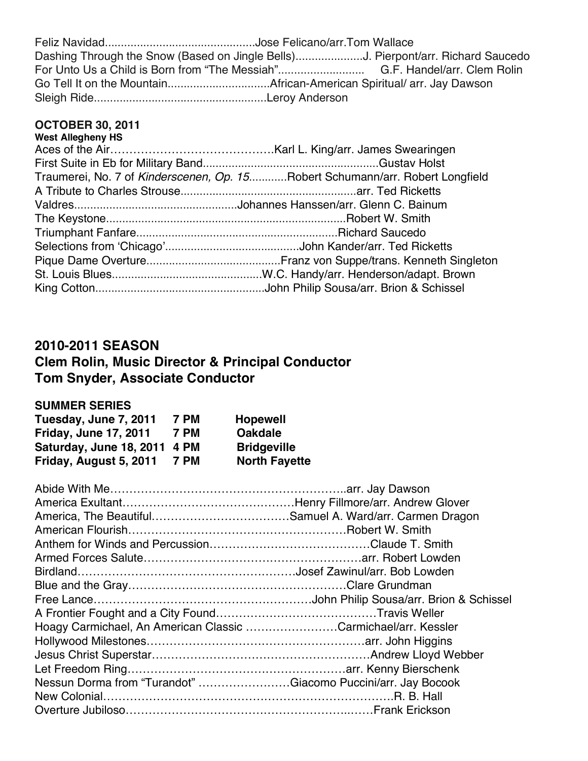Feliz Navidad..............................................Jose Feliciano/arr.Tom Wallace
Dashing Through the Snow (Based on Jingle Bells).....................J. Pierpont/arr. Richard Saucedo
For Unto Us a Child is Born from "The Messiah".......................... G.F. Handel/arr. Clem Rolin
Go Tell It on the Mountain................................African-American Spiritual/ arr. Jay Dawson
Sleigh Ride.....................................................Leroy Anderson

**OCTOBER 30, 2011**
**West Allegheny HS**

Aces of the Air……………………………………Karl L. King/arr. James Swearingen
First Suite in Eb for Military Band......................................................Gustav Holst
Traumerei, No. 7 of *Kinderscenen, Op. 15*............Robert Schumann/arr. Robert Longfield
A Tribute to Charles Strouse......................................................arr. Ted Ricketts
Valdres.................................................Johannes Hanssen/arr. Glenn C. Bainum
The Keystone.........................................................................Robert W. Smith
Triumphant Fanfare.............................................................Richard Saucedo
Selections from 'Chicago'.........................................John Kander/arr. Ted Ricketts
Pique Dame Overture.........................................Franz von Suppe/trans. Kenneth Singleton
St. Louis Blues..............................................W.C. Handy/arr. Henderson/adapt. Brown
King Cotton....................................................John Philip Sousa/arr. Brion & Schissel

## 2010-2011 SEASON
## Clem Rolin, Music Director & Principal Conductor
## Tom Snyder, Associate Conductor

**SUMMER SERIES**

| | | |
|---|---|---|
| **Tuesday, June 7, 2011** | **7 PM** | **Hopewell** |
| **Friday, June 17, 2011** | **7 PM** | **Oakdale** |
| **Saturday, June 18, 2011** | **4 PM** | **Bridgeville** |
| **Friday, August 5, 2011** | **7 PM** | **North Fayette** |

Abide With Me……………………………………………………..arr. Jay Dawson
America Exultant………………………………………Henry Fillmore/arr. Andrew Glover
America, The Beautiful………………………………Samuel A. Ward/arr. Carmen Dragon
American Flourish…………………………………………………Robert W. Smith
Anthem for Winds and Percussion……………………………………Claude T. Smith
Armed Forces Salute…………………………………………………arr. Robert Lowden
Birdland…………………………………………………Josef Zawinul/arr. Bob Lowden
Blue and the Gray…………………………………………………Clare Grundman
Free Lance…………………………………………………John Philip Sousa/arr. Brion & Schissel
A Frontier Fought and a City Found……………………………………Travis Weller
Hoagy Carmichael, An American Classic ……………………Carmichael/arr. Kessler
Hollywood Milestones…………………………………………………arr. John Higgins
Jesus Christ Superstar…………………………………………………Andrew Lloyd Webber
Let Freedom Ring…………………………………………………arr. Kenny Bierschenk
Nessun Dorma from "Turandot" ……………………Giacomo Puccini/arr. Jay Bocook
New Colonial…………………………………………………………………R. B. Hall
Overture Jubiloso…………………………………………………………Frank Erickson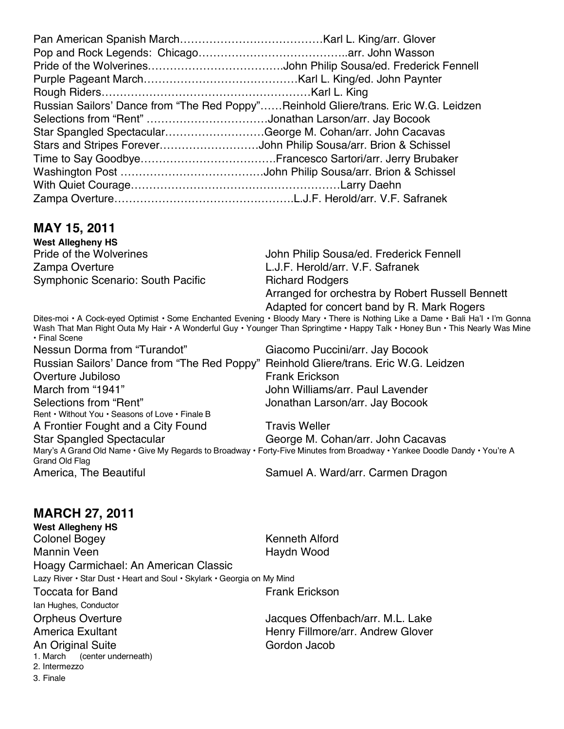Pan American Spanish March……………………………………Karl L. King/arr. Glover
Pop and Rock Legends: Chicago…………………………………..arr. John Wasson
Pride of the Wolverines……………………………….John Philip Sousa/ed. Frederick Fennell
Purple Pageant March……………………………………Karl L. King/ed. John Paynter
Rough Riders…………………………………………………Karl L. King
Russian Sailors' Dance from "The Red Poppy"……Reinhold Gliere/trans. Eric W.G. Leidzen
Selections from "Rent" ……………………………Jonathan Larson/arr. Jay Bocook
Star Spangled Spectacular………………………George M. Cohan/arr. John Cacavas
Stars and Stripes Forever………………………John Philip Sousa/arr. Brion & Schissel
Time to Say Goodbye………………………………Francesco Sartori/arr. Jerry Brubaker
Washington Post …………………………………John Philip Sousa/arr. Brion & Schissel
With Quiet Courage…………………………………………………Larry Daehn
Zampa Overture………………………………………….L.J.F. Herold/arr. V.F. Safranek

## MAY 15, 2011

**West Allegheny HS**

Pride of the Wolverines — John Philip Sousa/ed. Frederick Fennell
Zampa Overture — L.J.F. Herold/arr. V.F. Safranek
Symphonic Scenario: South Pacific — Richard Rodgers
Arranged for orchestra by Robert Russell Bennett
Adapted for concert band by R. Mark Rogers

Dites-moi • A Cock-eyed Optimist • Some Enchanted Evening • Bloody Mary • There is Nothing Like a Dame • Bali Ha'I • I'm Gonna Wash That Man Right Outa My Hair • A Wonderful Guy • Younger Than Springtime • Happy Talk • Honey Bun • This Nearly Was Mine • Final Scene

Nessun Dorma from "Turandot" — Giacomo Puccini/arr. Jay Bocook
Russian Sailors' Dance from "The Red Poppy" — Reinhold Gliere/trans. Eric W.G. Leidzen
Overture Jubiloso — Frank Erickson
March from "1941" — John Williams/arr. Paul Lavender
Selections from "Rent" — Jonathan Larson/arr. Jay Bocook

Rent • Without You • Seasons of Love • Finale B

A Frontier Fought and a City Found — Travis Weller
Star Spangled Spectacular — George M. Cohan/arr. John Cacavas

Mary's A Grand Old Name • Give My Regards to Broadway • Forty-Five Minutes from Broadway • Yankee Doodle Dandy • You're A Grand Old Flag

America, The Beautiful — Samuel A. Ward/arr. Carmen Dragon

## MARCH 27, 2011

**West Allegheny HS**

Colonel Bogey — Kenneth Alford
Mannin Veen — Haydn Wood
Hoagy Carmichael: An American Classic

Lazy River • Star Dust • Heart and Soul • Skylark • Georgia on My Mind

Toccata for Band — Frank Erickson
Ian Hughes, Conductor
Orpheus Overture — Jacques Offenbach/arr. M.L. Lake
America Exultant — Henry Fillmore/arr. Andrew Glover
An Original Suite — Gordon Jacob
1. March (center underneath)
2. Intermezzo
3. Finale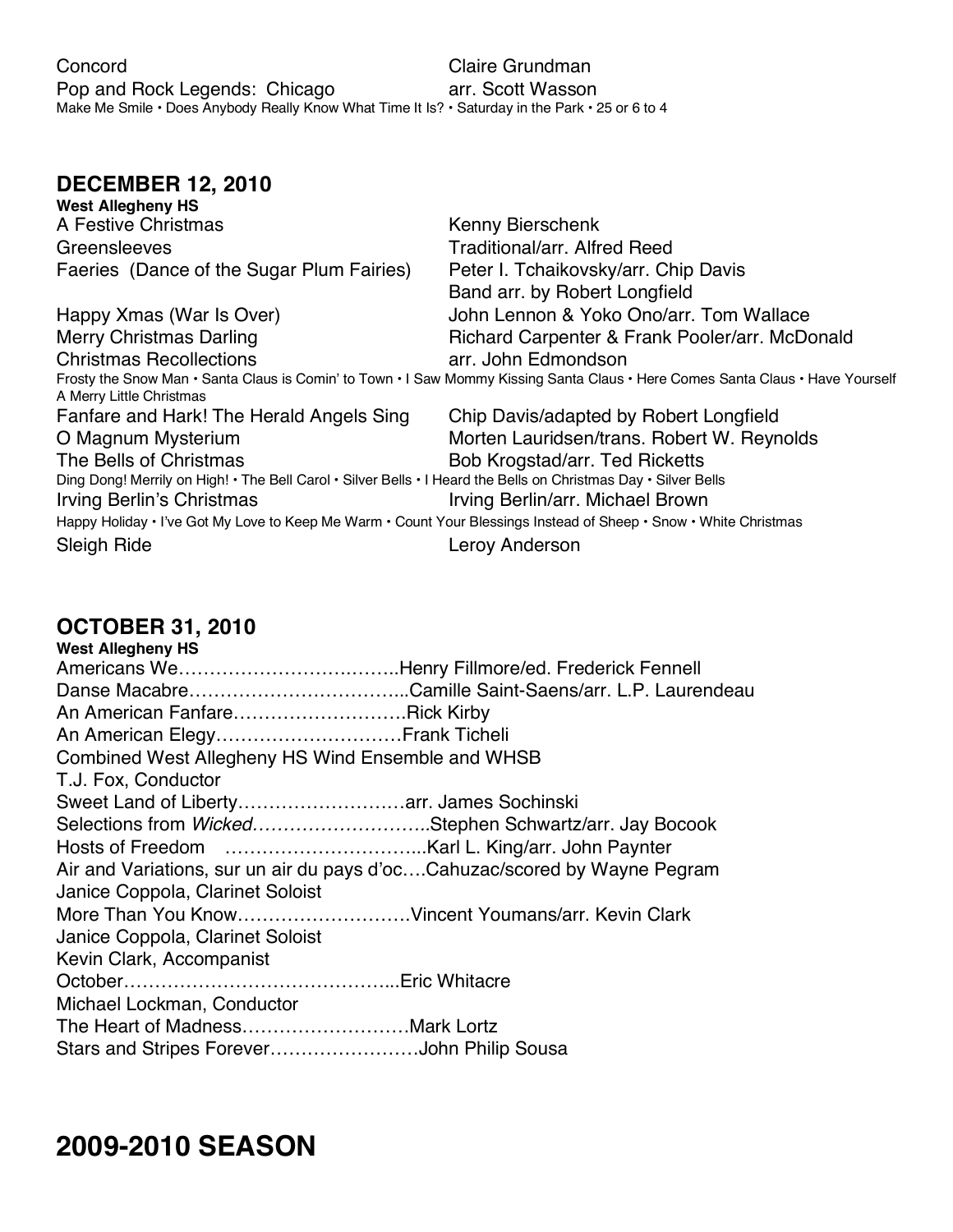Concord Claire Grundman
Pop and Rock Legends: Chicago arr. Scott Wasson
Make Me Smile • Does Anybody Really Know What Time It Is? • Saturday in the Park • 25 or 6 to 4

## DECEMBER 12, 2010

**West Allegheny HS**

A Festive Christmas Kenny Bierschenk
Greensleeves Traditional/arr. Alfred Reed
Faeries (Dance of the Sugar Plum Fairies) Peter I. Tchaikovsky/arr. Chip Davis
Band arr. by Robert Longfield
Happy Xmas (War Is Over) John Lennon & Yoko Ono/arr. Tom Wallace
Merry Christmas Darling Richard Carpenter & Frank Pooler/arr. McDonald
Christmas Recollections arr. John Edmondson
Frosty the Snow Man • Santa Claus is Comin' to Town • I Saw Mommy Kissing Santa Claus • Here Comes Santa Claus • Have Yourself A Merry Little Christmas
Fanfare and Hark! The Herald Angels Sing Chip Davis/adapted by Robert Longfield
O Magnum Mysterium Morten Lauridsen/trans. Robert W. Reynolds
The Bells of Christmas Bob Krogstad/arr. Ted Ricketts
Ding Dong! Merrily on High! • The Bell Carol • Silver Bells • I Heard the Bells on Christmas Day • Silver Bells
Irving Berlin's Christmas Irving Berlin/arr. Michael Brown
Happy Holiday • I've Got My Love to Keep Me Warm • Count Your Blessings Instead of Sheep • Snow • White Christmas
Sleigh Ride Leroy Anderson

## OCTOBER 31, 2010

**West Allegheny HS**

Americans We……………………….……..Henry Fillmore/ed. Frederick Fennell
Danse Macabre……………………………..Camille Saint-Saens/arr. L.P. Laurendeau
An American Fanfare……………………….Rick Kirby
An American Elegy…………………………Frank Ticheli
Combined West Allegheny HS Wind Ensemble and WHSB
T.J. Fox, Conductor
Sweet Land of Liberty…………………….…arr. James Sochinski
Selections from *Wicked*………………………..Stephen Schwartz/arr. Jay Bocook
Hosts of Freedom …………………………...Karl L. King/arr. John Paynter
Air and Variations, sur un air du pays d'oc….Cahuzac/scored by Wayne Pegram
Janice Coppola, Clarinet Soloist
More Than You Know……………………….Vincent Youmans/arr. Kevin Clark
Janice Coppola, Clarinet Soloist
Kevin Clark, Accompanist
October……………………………………...Eric Whitacre
Michael Lockman, Conductor
The Heart of Madness……………………….Mark Lortz
Stars and Stripes Forever……………………John Philip Sousa

# 2009-2010 SEASON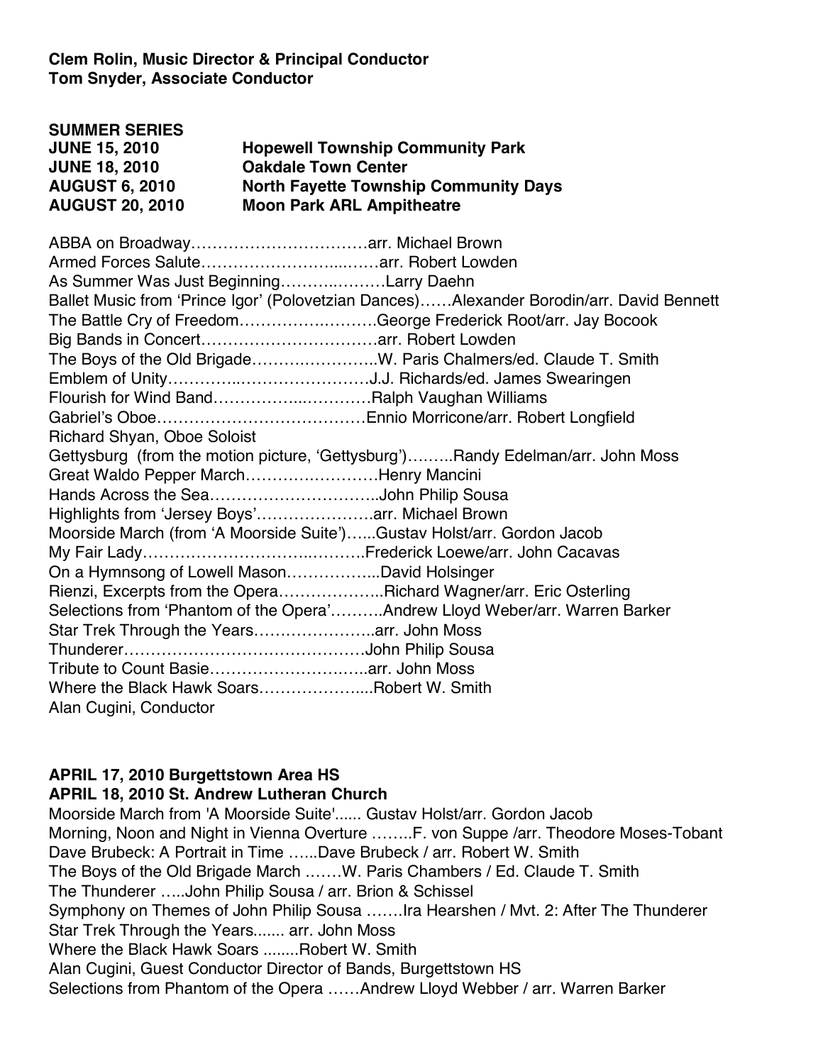**Clem Rolin, Music Director & Principal Conductor**
**Tom Snyder, Associate Conductor**

**SUMMER SERIES**

| | |
|---|---|
| **JUNE 15, 2010** | **Hopewell Township Community Park** |
| **JUNE 18, 2010** | **Oakdale Town Center** |
| **AUGUST 6, 2010** | **North Fayette Township Community Days** |
| **AUGUST 20, 2010** | **Moon Park ARL Ampitheatre** |

ABBA on Broadway……………………………arr. Michael Brown
Armed Forces Salute…………………….…….arr. Robert Lowden
As Summer Was Just Beginning……….………Larry Daehn
Ballet Music from 'Prince Igor' (Polovetzian Dances)……Alexander Borodin/arr. David Bennett
The Battle Cry of Freedom……………….…….George Frederick Root/arr. Jay Bocook
Big Bands in Concert……………….…………arr. Robert Lowden
The Boys of the Old Brigade……….………….W. Paris Chalmers/ed. Claude T. Smith
Emblem of Unity…………..……………………J.J. Richards/ed. James Swearingen
Flourish for Wind Band……………..…………Ralph Vaughan Williams
Gabriel's Oboe…………………………………Ennio Morricone/arr. Robert Longfield
Richard Shyan, Oboe Soloist
Gettysburg (from the motion picture, 'Gettysburg')……..Randy Edelman/arr. John Moss
Great Waldo Pepper March……….………….Henry Mancini
Hands Across the Sea…………………………..John Philip Sousa
Highlights from 'Jersey Boys'………………….arr. Michael Brown
Moorside March (from 'A Moorside Suite')…...Gustav Holst/arr. Gordon Jacob
My Fair Lady……………………….………..Frederick Loewe/arr. John Cacavas
On a Hymnsong of Lowell Mason……………...David Holsinger
Rienzi, Excerpts from the Opera………………..Richard Wagner/arr. Eric Osterling
Selections from 'Phantom of the Opera'……….Andrew Lloyd Weber/arr. Warren Barker
Star Trek Through the Years…………………..arr. John Moss
Thunderer………………………………………John Philip Sousa
Tribute to Count Basie………………………..arr. John Moss
Where the Black Hawk Soars………………....Robert W. Smith
Alan Cugini, Conductor

**APRIL 17, 2010 Burgettstown Area HS**
**APRIL 18, 2010 St. Andrew Lutheran Church**

Moorside March from 'A Moorside Suite'...... Gustav Holst/arr. Gordon Jacob
Morning, Noon and Night in Vienna Overture ……..F. von Suppe /arr. Theodore Moses-Tobant
Dave Brubeck: A Portrait in Time …...Dave Brubeck / arr. Robert W. Smith
The Boys of the Old Brigade March ..……W. Paris Chambers / Ed. Claude T. Smith
The Thunderer …..John Philip Sousa / arr. Brion & Schissel
Symphony on Themes of John Philip Sousa …….Ira Hearshen / Mvt. 2: After The Thunderer
Star Trek Through the Years....... arr. John Moss
Where the Black Hawk Soars ........Robert W. Smith
Alan Cugini, Guest Conductor Director of Bands, Burgettstown HS
Selections from Phantom of the Opera ……Andrew Lloyd Webber / arr. Warren Barker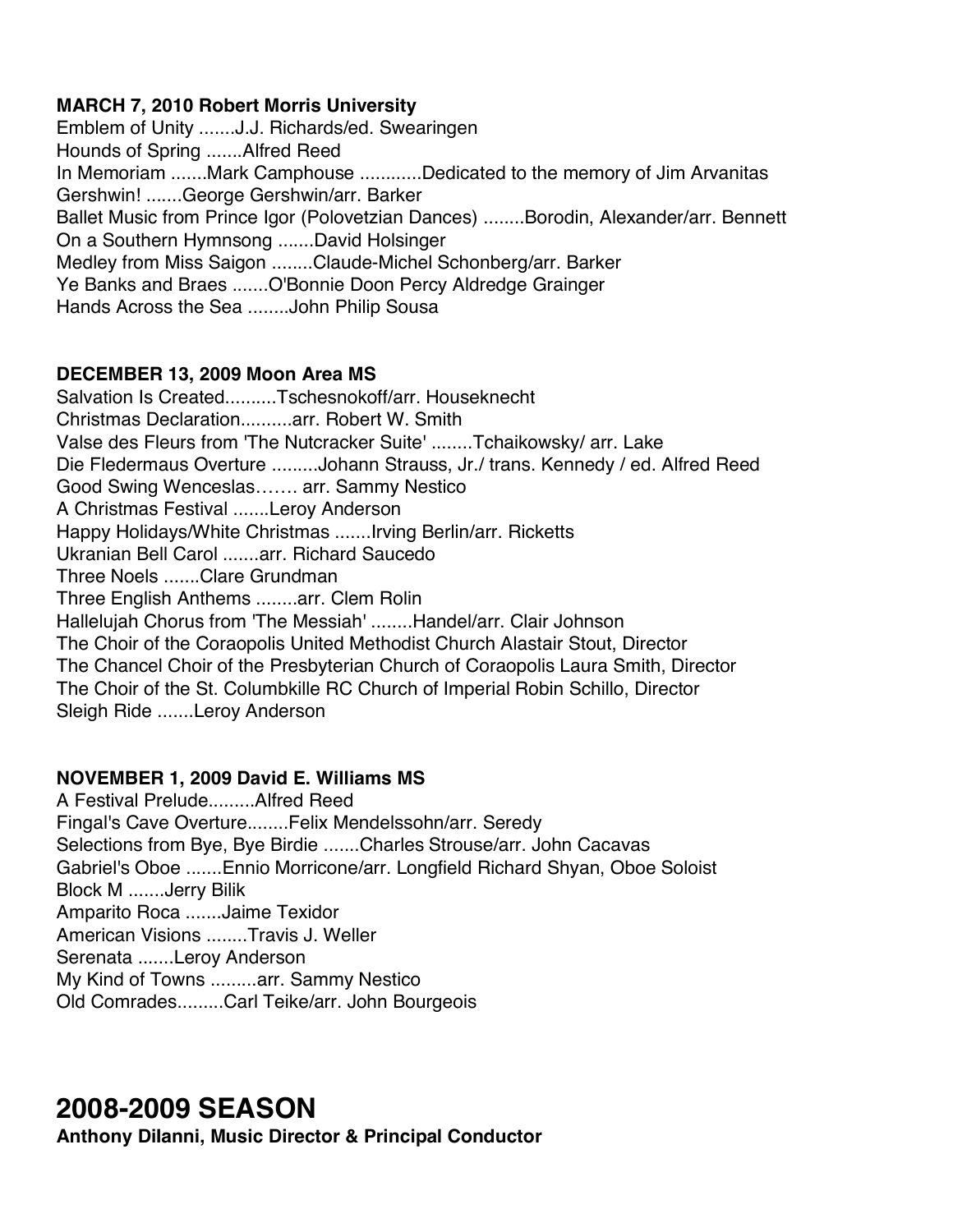**MARCH 7, 2010 Robert Morris University**

Emblem of Unity .......J.J. Richards/ed. Swearingen
Hounds of Spring .......Alfred Reed
In Memoriam .......Mark Camphouse ............Dedicated to the memory of Jim Arvanitas
Gershwin! .......George Gershwin/arr. Barker
Ballet Music from Prince Igor (Polovetzian Dances) ........Borodin, Alexander/arr. Bennett
On a Southern Hymnsong .......David Holsinger
Medley from Miss Saigon ........Claude-Michel Schonberg/arr. Barker
Ye Banks and Braes .......O'Bonnie Doon Percy Aldredge Grainger
Hands Across the Sea ........John Philip Sousa

**DECEMBER 13, 2009 Moon Area MS**

Salvation Is Created..........Tschesnokoff/arr. Houseknecht
Christmas Declaration..........arr. Robert W. Smith
Valse des Fleurs from 'The Nutcracker Suite' ........Tchaikowsky/ arr. Lake
Die Fledermaus Overture .........Johann Strauss, Jr./ trans. Kennedy / ed. Alfred Reed
Good Swing Wenceslas……. arr. Sammy Nestico
A Christmas Festival .......Leroy Anderson
Happy Holidays/White Christmas .......Irving Berlin/arr. Ricketts
Ukranian Bell Carol .......arr. Richard Saucedo
Three Noels .......Clare Grundman
Three English Anthems ........arr. Clem Rolin
Hallelujah Chorus from 'The Messiah' ........Handel/arr. Clair Johnson
The Choir of the Coraopolis United Methodist Church Alastair Stout, Director
The Chancel Choir of the Presbyterian Church of Coraopolis Laura Smith, Director
The Choir of the St. Columbkille RC Church of Imperial Robin Schillo, Director
Sleigh Ride .......Leroy Anderson

**NOVEMBER 1, 2009 David E. Williams MS**

A Festival Prelude.........Alfred Reed
Fingal's Cave Overture........Felix Mendelssohn/arr. Seredy
Selections from Bye, Bye Birdie .......Charles Strouse/arr. John Cacavas
Gabriel's Oboe .......Ennio Morricone/arr. Longfield Richard Shyan, Oboe Soloist
Block M .......Jerry Bilik
Amparito Roca .......Jaime Texidor
American Visions ........Travis J. Weller
Serenata .......Leroy Anderson
My Kind of Towns .........arr. Sammy Nestico
Old Comrades.........Carl Teike/arr. John Bourgeois

# 2008-2009 SEASON

**Anthony DiIanni, Music Director & Principal Conductor**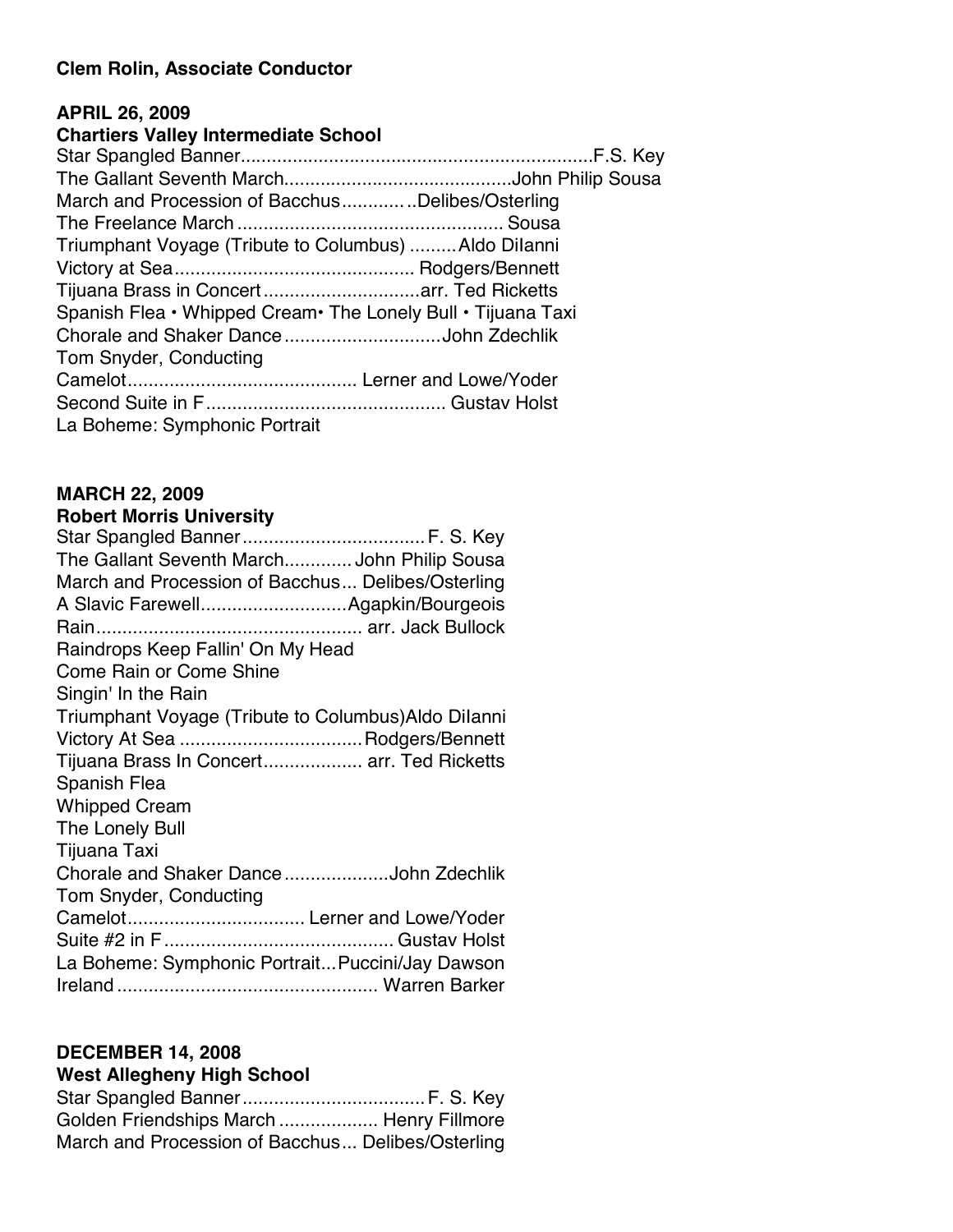**Clem Rolin, Associate Conductor**

**APRIL 26, 2009**
**Chartiers Valley Intermediate School**

Star Spangled Banner....................................................................F.S. Key
The Gallant Seventh March............................................John Philip Sousa
March and Procession of Bacchus............ ..Delibes/Osterling
The Freelance March ................................................... Sousa
Triumphant Voyage (Tribute to Columbus) .........Aldo DiIanni
Victory at Sea............................................. Rodgers/Bennett
Tijuana Brass in Concert..............................arr. Ted Ricketts
Spanish Flea • Whipped Cream• The Lonely Bull • Tijuana Taxi
Chorale and Shaker Dance..............................John Zdechlik
Tom Snyder, Conducting
Camelot........................................... Lerner and Lowe/Yoder
Second Suite in F............................................. Gustav Holst
La Boheme: Symphonic Portrait

**MARCH 22, 2009**
**Robert Morris University**

Star Spangled Banner...................................F. S. Key
The Gallant Seventh March............. John Philip Sousa
March and Procession of Bacchus... Delibes/Osterling
A Slavic Farewell............................Agapkin/Bourgeois
Rain................................................... arr. Jack Bullock
Raindrops Keep Fallin' On My Head
Come Rain or Come Shine
Singin' In the Rain
Triumphant Voyage (Tribute to Columbus)Aldo DiIanni
Victory At Sea ...................................Rodgers/Bennett
Tijuana Brass In Concert................... arr. Ted Ricketts
Spanish Flea
Whipped Cream
The Lonely Bull
Tijuana Taxi
Chorale and Shaker Dance....................John Zdechlik
Tom Snyder, Conducting
Camelot.................................. Lerner and Lowe/Yoder
Suite #2 in F............................................ Gustav Holst
La Boheme: Symphonic Portrait...Puccini/Jay Dawson
Ireland .................................................. Warren Barker

**DECEMBER 14, 2008**
**West Allegheny High School**

Star Spangled Banner...................................F. S. Key
Golden Friendships March ................... Henry Fillmore
March and Procession of Bacchus... Delibes/Osterling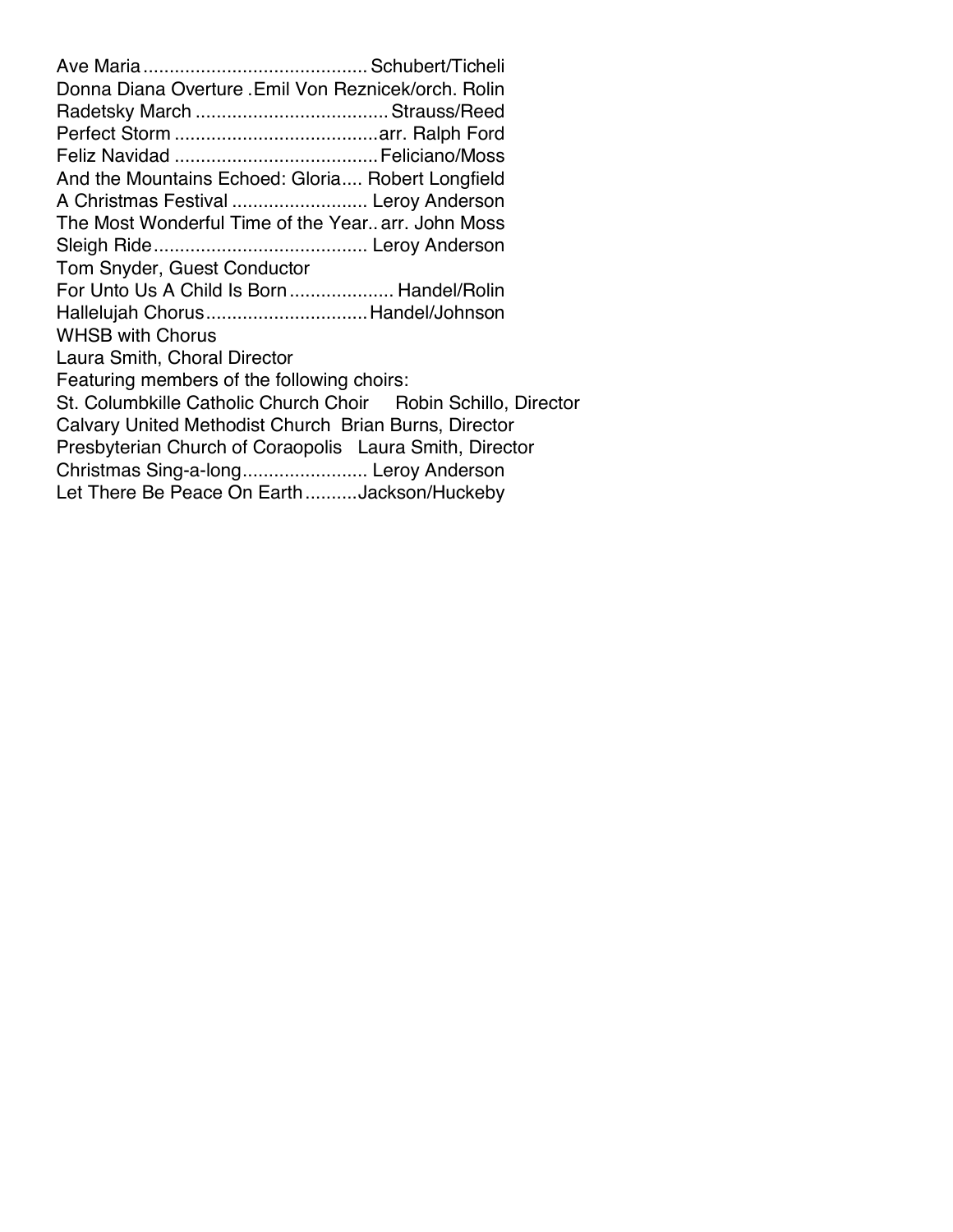Ave Maria .......................................... Schubert/Ticheli
Donna Diana Overture .Emil Von Reznicek/orch. Rolin
Radetsky March .................................... Strauss/Reed
Perfect Storm ...................................... arr. Ralph Ford
Feliz Navidad ...................................... Feliciano/Moss
And the Mountains Echoed: Gloria.... Robert Longfield
A Christmas Festival .......................... Leroy Anderson
The Most Wonderful Time of the Year.. arr. John Moss
Sleigh Ride......................................... Leroy Anderson
Tom Snyder, Guest Conductor
For Unto Us A Child Is Born.................... Handel/Rolin
Hallelujah Chorus............................... Handel/Johnson
WHSB with Chorus
Laura Smith, Choral Director
Featuring members of the following choirs:
St. Columbkille Catholic Church Choir Robin Schillo, Director
Calvary United Methodist Church Brian Burns, Director
Presbyterian Church of Coraopolis Laura Smith, Director
Christmas Sing-a-long........................ Leroy Anderson
Let There Be Peace On Earth..........Jackson/Huckeby